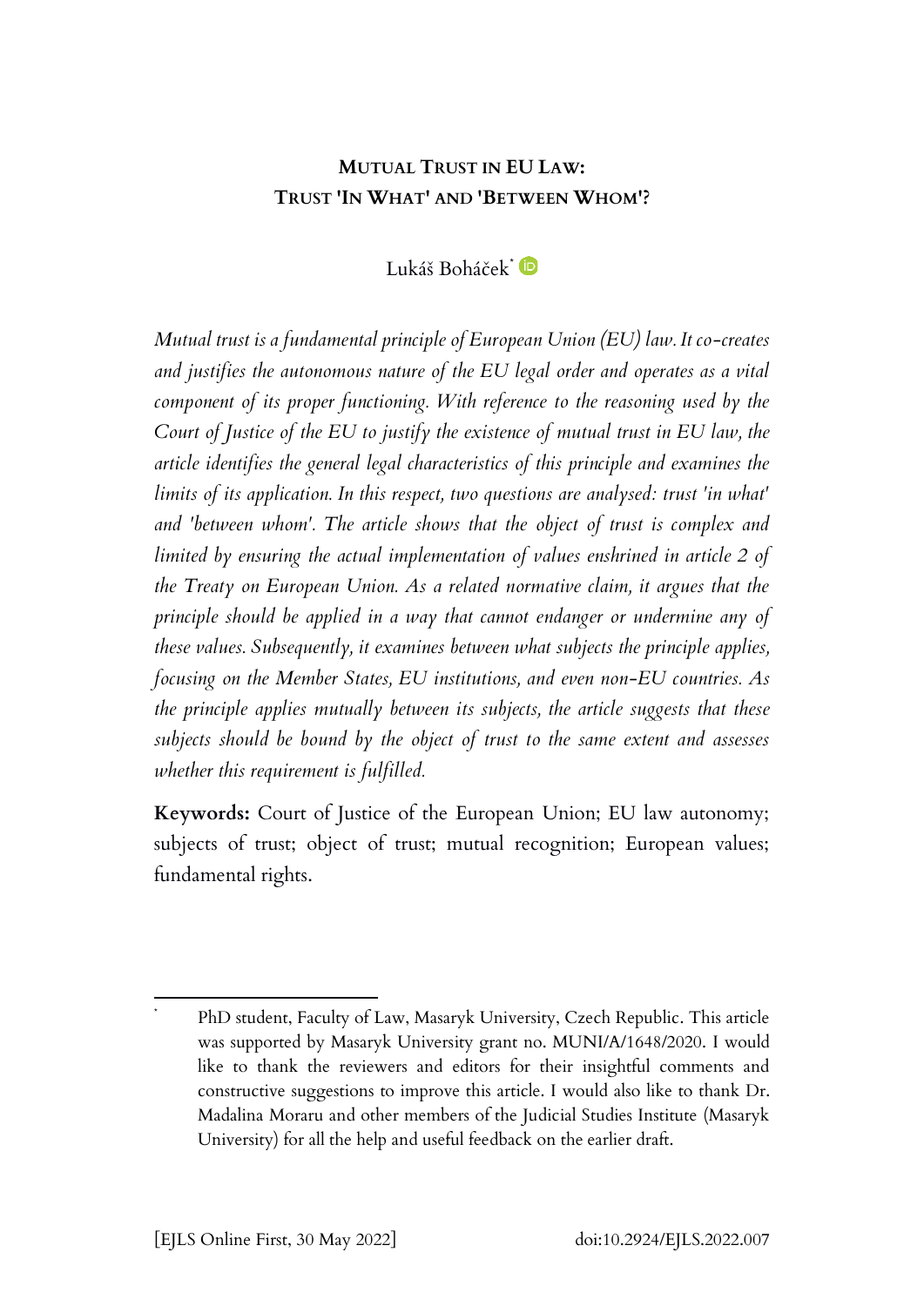# MUTUAL TRUST IN EU LAW: TRUST 'IN WHAT' AND 'BETWEEN WHOM'?

Lukáš Boháček[*]

*Mutual trust is a fundamental principle of European Union (EU) law. It co-creates and justifies the autonomous nature of the EU legal order and operates as a vital component of its proper functioning. With reference to the reasoning used by the Court of Justice of the EU to justify the existence of mutual trust in EU law, the article identifies the general legal characteristics of this principle and examines the limits of its application. In this respect, two questions are analysed: trust 'in what' and 'between whom'. The article shows that the object of trust is complex and limited by ensuring the actual implementation of values enshrined in article 2 of the Treaty on European Union. As a related normative claim, it argues that the principle should be applied in a way that cannot endanger or undermine any of these values. Subsequently, it examines between what subjects the principle applies, focusing on the Member States, EU institutions, and even non-EU countries. As the principle applies mutually between its subjects, the article suggests that these subjects should be bound by the object of trust to the same extent and assesses whether this requirement is fulfilled.*

**Keywords:** Court of Justice of the European Union; EU law autonomy; subjects of trust; object of trust; mutual recognition; European values; fundamental rights.

[*] PhD student, Faculty of Law, Masaryk University, Czech Republic. This article was supported by Masaryk University grant no. MUNI/A/1648/2020. I would like to thank the reviewers and editors for their insightful comments and constructive suggestions to improve this article. I would also like to thank Dr. Madalina Moraru and other members of the Judicial Studies Institute (Masaryk University) for all the help and useful feedback on the earlier draft.

[EJLS Online First, 30 May 2022] doi:10.2924/EJLS.2022.007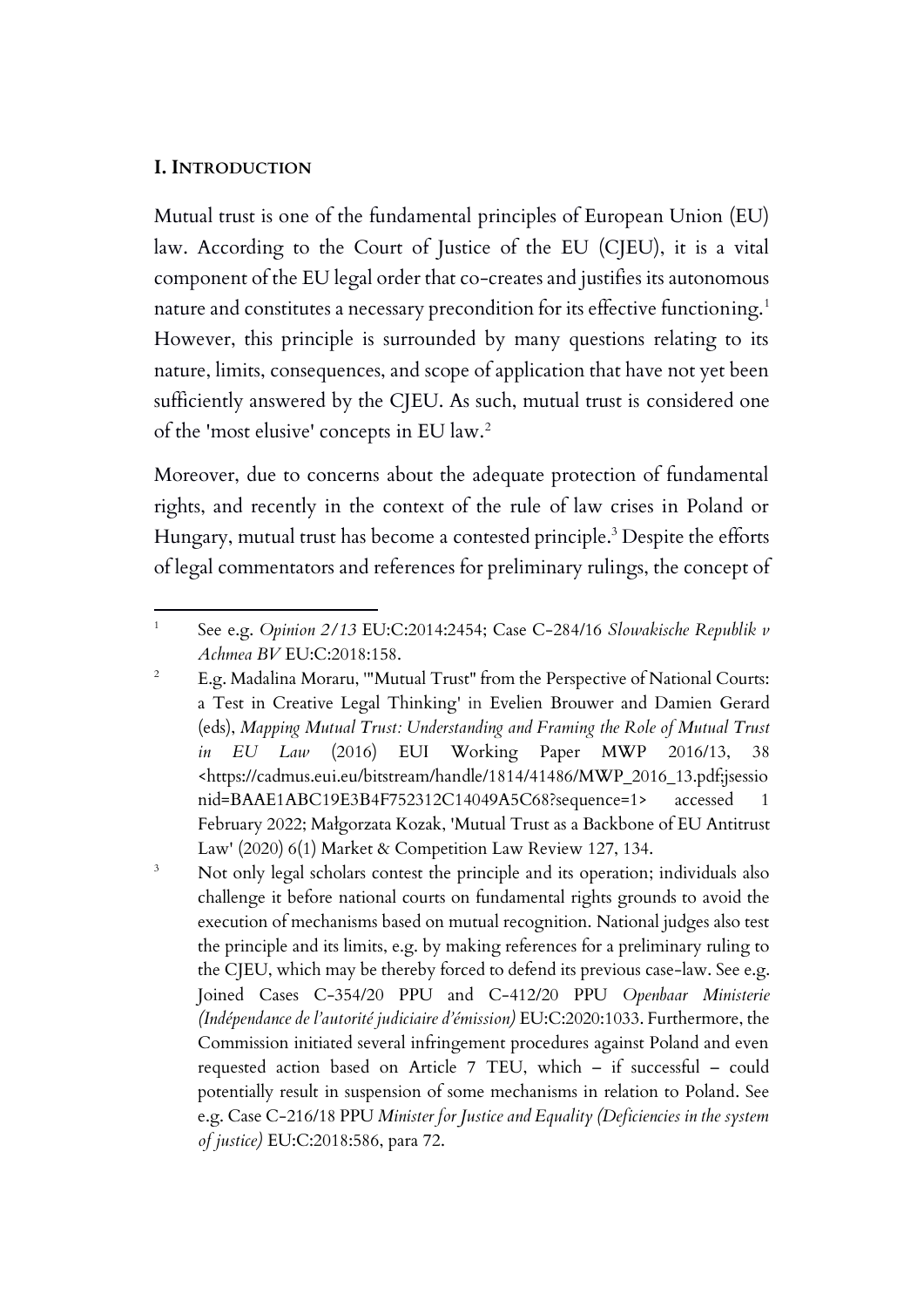## I. INTRODUCTION

Mutual trust is one of the fundamental principles of European Union (EU) law. According to the Court of Justice of the EU (CJEU), it is a vital component of the EU legal order that co-creates and justifies its autonomous nature and constitutes a necessary precondition for its effective functioning.[1] However, this principle is surrounded by many questions relating to its nature, limits, consequences, and scope of application that have not yet been sufficiently answered by the CJEU. As such, mutual trust is considered one of the 'most elusive' concepts in EU law.[2]

Moreover, due to concerns about the adequate protection of fundamental rights, and recently in the context of the rule of law crises in Poland or Hungary, mutual trust has become a contested principle.[3] Despite the efforts of legal commentators and references for preliminary rulings, the concept of

---

[1] See e.g. *Opinion 2/13* EU:C:2014:2454; Case C-284/16 *Slowakische Republik v Achmea BV* EU:C:2018:158.

[2] E.g. Madalina Moraru, '"Mutual Trust" from the Perspective of National Courts: a Test in Creative Legal Thinking' in Evelien Brouwer and Damien Gerard (eds), *Mapping Mutual Trust: Understanding and Framing the Role of Mutual Trust in EU Law* (2016) EUI Working Paper MWP 2016/13, 38 <https://cadmus.eui.eu/bitstream/handle/1814/41486/MWP_2016_13.pdf;jsessionid=BAAE1ABC19E3B4F752312C14049A5C68?sequence=1> accessed 1 February 2022; Małgorzata Kozak, 'Mutual Trust as a Backbone of EU Antitrust Law' (2020) 6(1) Market & Competition Law Review 127, 134.

[3] Not only legal scholars contest the principle and its operation; individuals also challenge it before national courts on fundamental rights grounds to avoid the execution of mechanisms based on mutual recognition. National judges also test the principle and its limits, e.g. by making references for a preliminary ruling to the CJEU, which may be thereby forced to defend its previous case-law. See e.g. Joined Cases C-354/20 PPU and C-412/20 PPU *Openbaar Ministerie (Indépendance de l'autorité judiciaire d'émission)* EU:C:2020:1033. Furthermore, the Commission initiated several infringement procedures against Poland and even requested action based on Article 7 TEU, which – if successful – could potentially result in suspension of some mechanisms in relation to Poland. See e.g. Case C-216/18 PPU *Minister for Justice and Equality (Deficiencies in the system of justice)* EU:C:2018:586, para 72.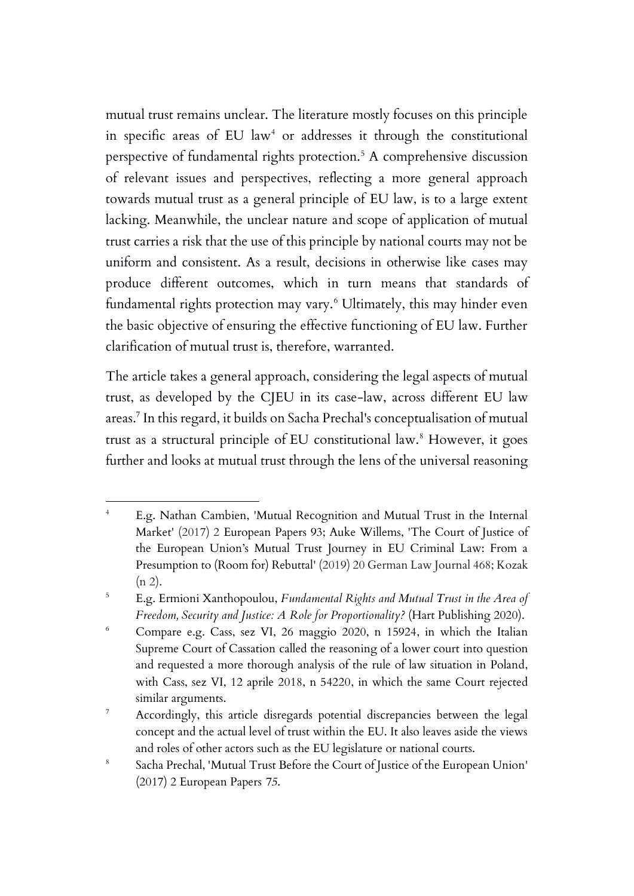mutual trust remains unclear. The literature mostly focuses on this principle in specific areas of EU law[4] or addresses it through the constitutional perspective of fundamental rights protection.[5] A comprehensive discussion of relevant issues and perspectives, reflecting a more general approach towards mutual trust as a general principle of EU law, is to a large extent lacking. Meanwhile, the unclear nature and scope of application of mutual trust carries a risk that the use of this principle by national courts may not be uniform and consistent. As a result, decisions in otherwise like cases may produce different outcomes, which in turn means that standards of fundamental rights protection may vary.[6] Ultimately, this may hinder even the basic objective of ensuring the effective functioning of EU law. Further clarification of mutual trust is, therefore, warranted.

The article takes a general approach, considering the legal aspects of mutual trust, as developed by the CJEU in its case-law, across different EU law areas.[7] In this regard, it builds on Sacha Prechal's conceptualisation of mutual trust as a structural principle of EU constitutional law.[8] However, it goes further and looks at mutual trust through the lens of the universal reasoning

---

[4] E.g. Nathan Cambien, 'Mutual Recognition and Mutual Trust in the Internal Market' (2017) 2 European Papers 93; Auke Willems, 'The Court of Justice of the European Union's Mutual Trust Journey in EU Criminal Law: From a Presumption to (Room for) Rebuttal' (2019) 20 German Law Journal 468; Kozak (n 2).

[5] E.g. Ermioni Xanthopoulou, *Fundamental Rights and Mutual Trust in the Area of Freedom, Security and Justice: A Role for Proportionality?* (Hart Publishing 2020).

[6] Compare e.g. Cass, sez VI, 26 maggio 2020, n 15924, in which the Italian Supreme Court of Cassation called the reasoning of a lower court into question and requested a more thorough analysis of the rule of law situation in Poland, with Cass, sez VI, 12 aprile 2018, n 54220, in which the same Court rejected similar arguments.

[7] Accordingly, this article disregards potential discrepancies between the legal concept and the actual level of trust within the EU. It also leaves aside the views and roles of other actors such as the EU legislature or national courts.

[8] Sacha Prechal, 'Mutual Trust Before the Court of Justice of the European Union' (2017) 2 European Papers 75.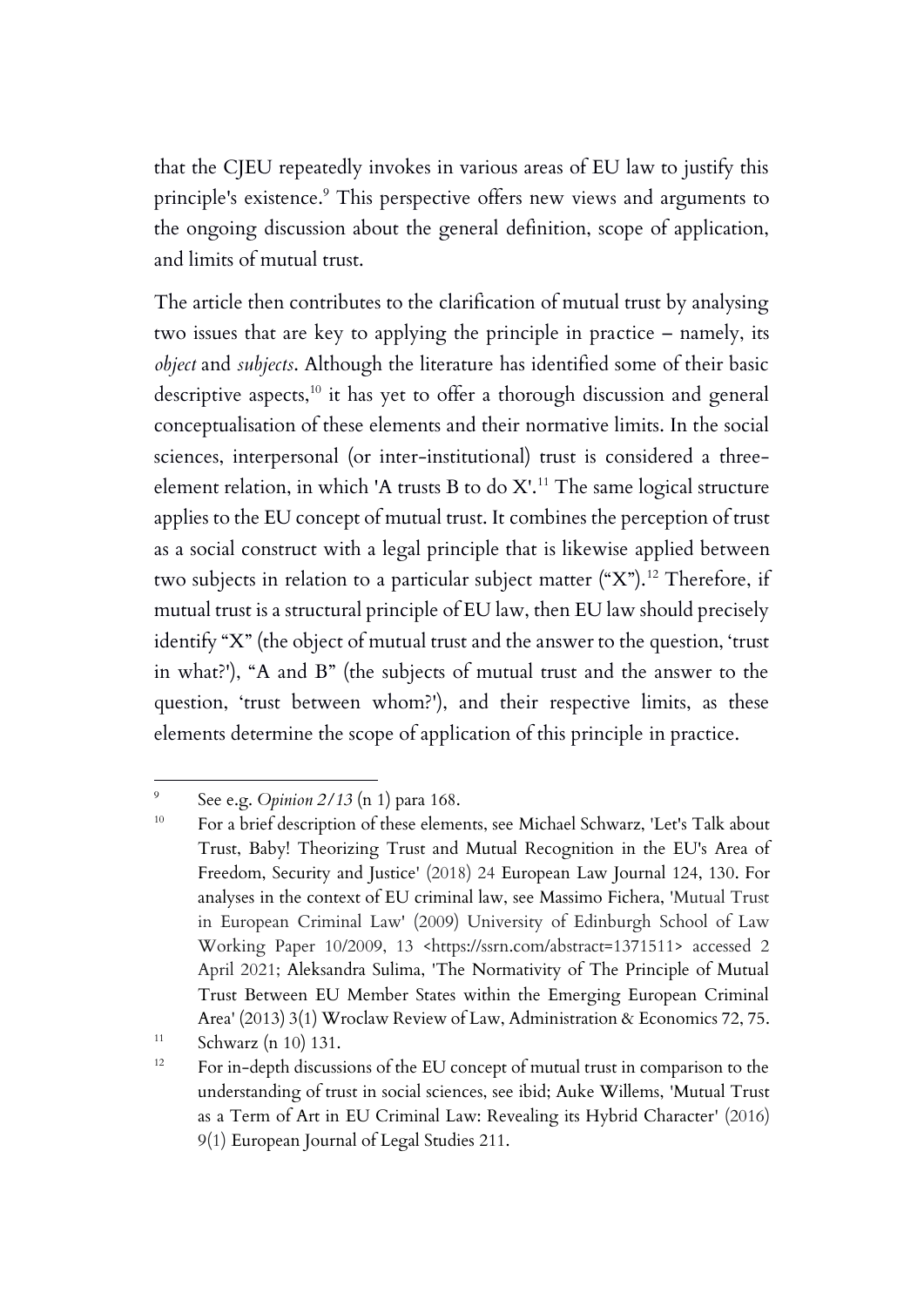that the CJEU repeatedly invokes in various areas of EU law to justify this principle's existence.[9] This perspective offers new views and arguments to the ongoing discussion about the general definition, scope of application, and limits of mutual trust.

The article then contributes to the clarification of mutual trust by analysing two issues that are key to applying the principle in practice – namely, its *object* and *subjects*. Although the literature has identified some of their basic descriptive aspects,[10] it has yet to offer a thorough discussion and general conceptualisation of these elements and their normative limits. In the social sciences, interpersonal (or inter-institutional) trust is considered a three-element relation, in which 'A trusts B to do X'.[11] The same logical structure applies to the EU concept of mutual trust. It combines the perception of trust as a social construct with a legal principle that is likewise applied between two subjects in relation to a particular subject matter ("X").[12] Therefore, if mutual trust is a structural principle of EU law, then EU law should precisely identify "X" (the object of mutual trust and the answer to the question, 'trust in what?'), "A and B" (the subjects of mutual trust and the answer to the question, 'trust between whom?'), and their respective limits, as these elements determine the scope of application of this principle in practice.

---

[9] See e.g. *Opinion 2/13* (n 1) para 168.

[10] For a brief description of these elements, see Michael Schwarz, 'Let's Talk about Trust, Baby! Theorizing Trust and Mutual Recognition in the EU's Area of Freedom, Security and Justice' (2018) 24 European Law Journal 124, 130. For analyses in the context of EU criminal law, see Massimo Fichera, 'Mutual Trust in European Criminal Law' (2009) University of Edinburgh School of Law Working Paper 10/2009, 13 <https://ssrn.com/abstract=1371511> accessed 2 April 2021; Aleksandra Sulima, 'The Normativity of The Principle of Mutual Trust Between EU Member States within the Emerging European Criminal Area' (2013) 3(1) Wroclaw Review of Law, Administration & Economics 72, 75.

[11] Schwarz (n 10) 131.

[12] For in-depth discussions of the EU concept of mutual trust in comparison to the understanding of trust in social sciences, see ibid; Auke Willems, 'Mutual Trust as a Term of Art in EU Criminal Law: Revealing its Hybrid Character' (2016) 9(1) European Journal of Legal Studies 211.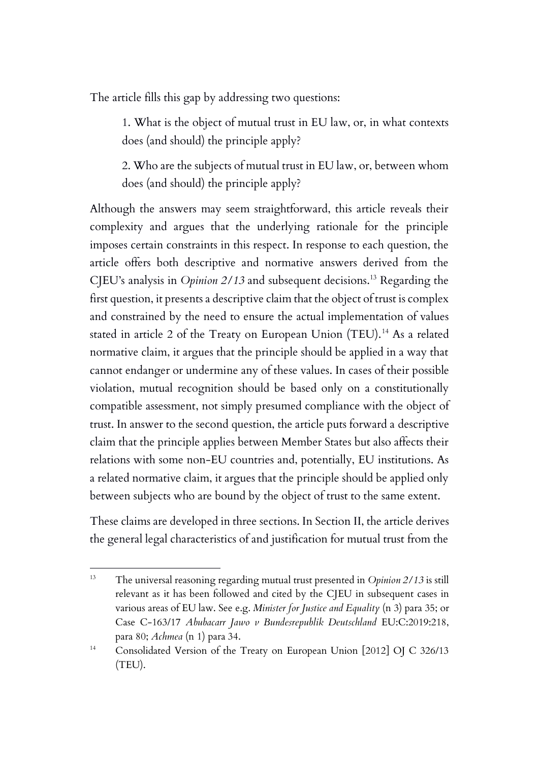The article fills this gap by addressing two questions:

> 1. What is the object of mutual trust in EU law, or, in what contexts does (and should) the principle apply?
>
> 2. Who are the subjects of mutual trust in EU law, or, between whom does (and should) the principle apply?

Although the answers may seem straightforward, this article reveals their complexity and argues that the underlying rationale for the principle imposes certain constraints in this respect. In response to each question, the article offers both descriptive and normative answers derived from the CJEU's analysis in *Opinion 2/13* and subsequent decisions.[13] Regarding the first question, it presents a descriptive claim that the object of trust is complex and constrained by the need to ensure the actual implementation of values stated in article 2 of the Treaty on European Union (TEU).[14] As a related normative claim, it argues that the principle should be applied in a way that cannot endanger or undermine any of these values. In cases of their possible violation, mutual recognition should be based only on a constitutionally compatible assessment, not simply presumed compliance with the object of trust. In answer to the second question, the article puts forward a descriptive claim that the principle applies between Member States but also affects their relations with some non-EU countries and, potentially, EU institutions. As a related normative claim, it argues that the principle should be applied only between subjects who are bound by the object of trust to the same extent.

These claims are developed in three sections. In Section II, the article derives the general legal characteristics of and justification for mutual trust from the

---

[13] The universal reasoning regarding mutual trust presented in *Opinion 2/13* is still relevant as it has been followed and cited by the CJEU in subsequent cases in various areas of EU law. See e.g. *Minister for Justice and Equality* (n 3) para 35; or Case C-163/17 *Abubacarr Jawo v Bundesrepublik Deutschland* EU:C:2019:218, para 80; *Achmea* (n 1) para 34.

[14] Consolidated Version of the Treaty on European Union [2012] OJ C 326/13 (TEU).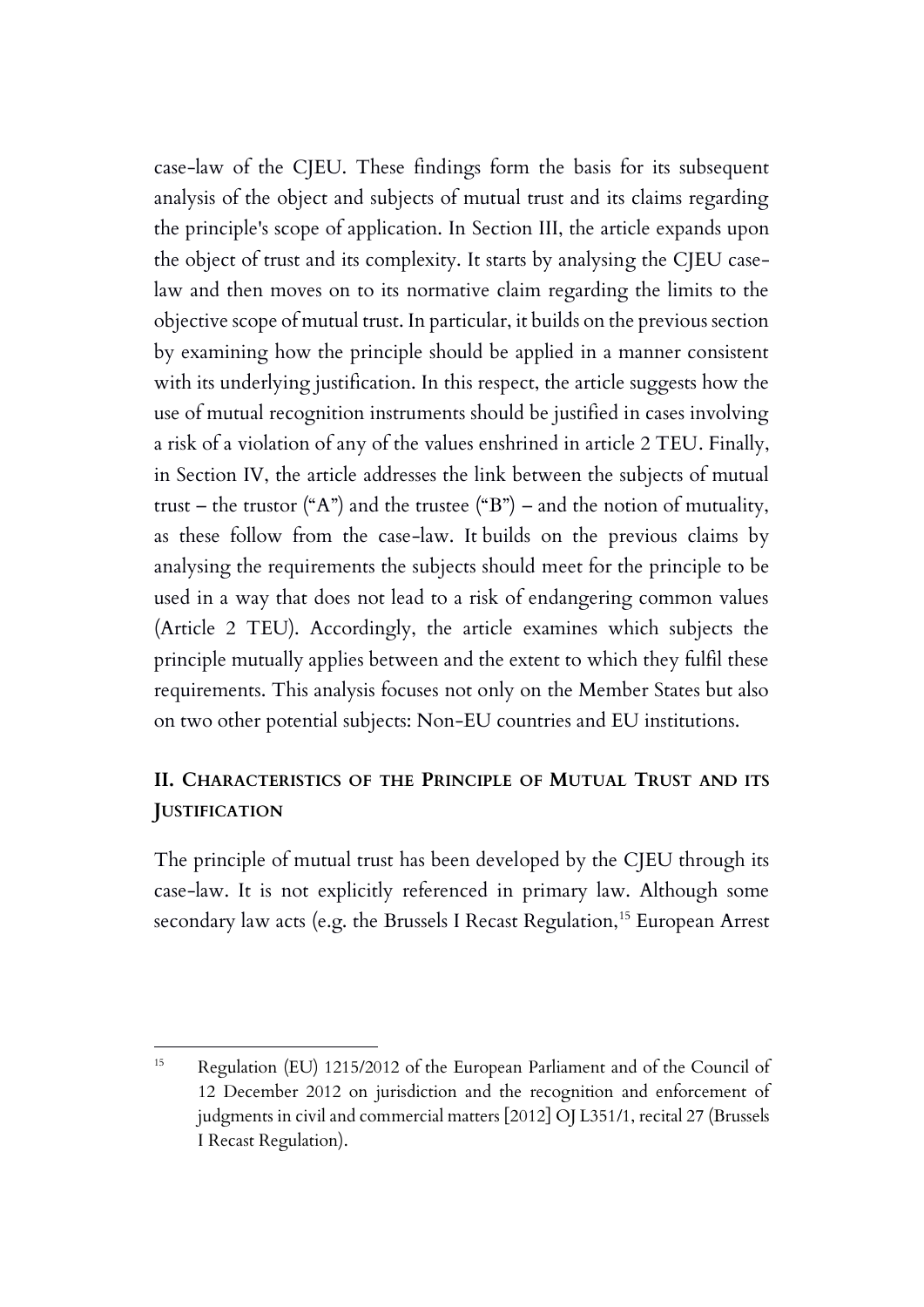case-law of the CJEU. These findings form the basis for its subsequent analysis of the object and subjects of mutual trust and its claims regarding the principle's scope of application. In Section III, the article expands upon the object of trust and its complexity. It starts by analysing the CJEU case-law and then moves on to its normative claim regarding the limits to the objective scope of mutual trust. In particular, it builds on the previous section by examining how the principle should be applied in a manner consistent with its underlying justification. In this respect, the article suggests how the use of mutual recognition instruments should be justified in cases involving a risk of a violation of any of the values enshrined in article 2 TEU. Finally, in Section IV, the article addresses the link between the subjects of mutual trust – the trustor ("A") and the trustee ("B") – and the notion of mutuality, as these follow from the case-law. It builds on the previous claims by analysing the requirements the subjects should meet for the principle to be used in a way that does not lead to a risk of endangering common values (Article 2 TEU). Accordingly, the article examines which subjects the principle mutually applies between and the extent to which they fulfil these requirements. This analysis focuses not only on the Member States but also on two other potential subjects: Non-EU countries and EU institutions.

## II. Characteristics of the Principle of Mutual Trust and its Justification

The principle of mutual trust has been developed by the CJEU through its case-law. It is not explicitly referenced in primary law. Although some secondary law acts (e.g. the Brussels I Recast Regulation,[15] European Arrest

---

[15] Regulation (EU) 1215/2012 of the European Parliament and of the Council of 12 December 2012 on jurisdiction and the recognition and enforcement of judgments in civil and commercial matters [2012] OJ L351/1, recital 27 (Brussels I Recast Regulation).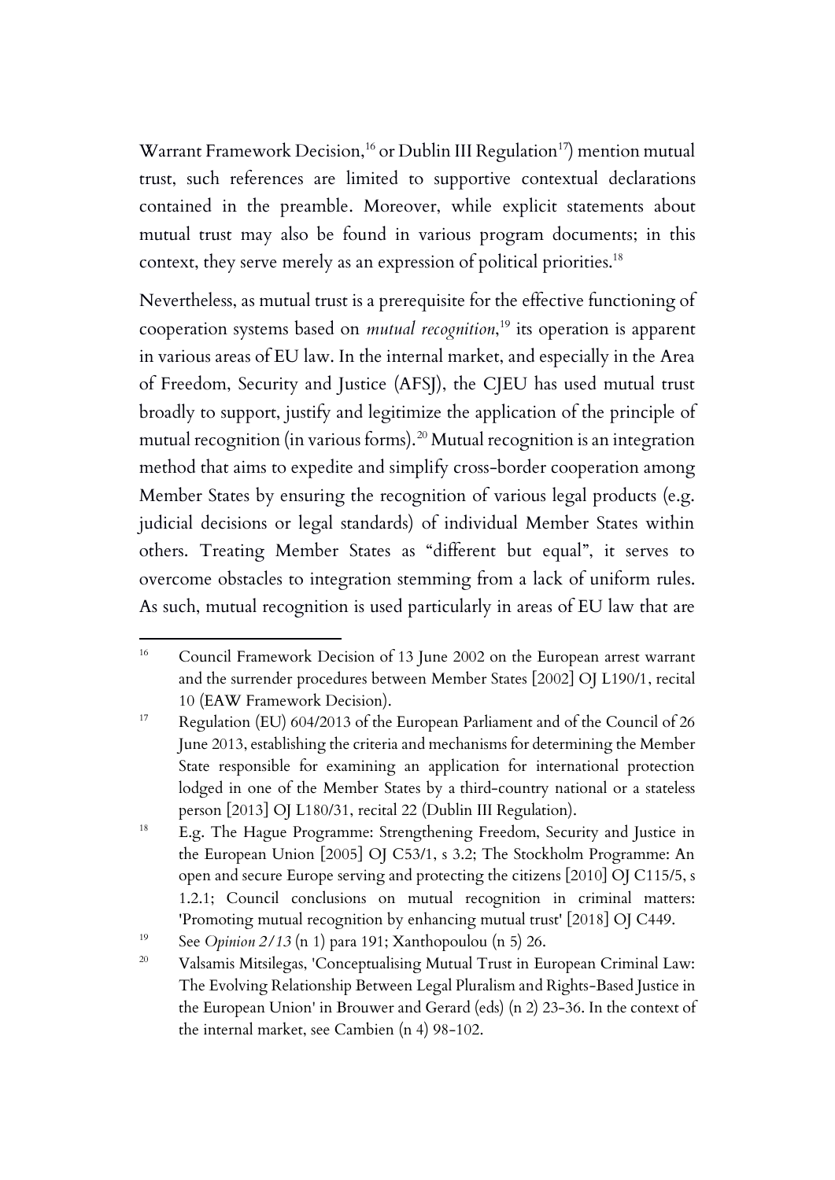Warrant Framework Decision,[16] or Dublin III Regulation[17]) mention mutual trust, such references are limited to supportive contextual declarations contained in the preamble. Moreover, while explicit statements about mutual trust may also be found in various program documents; in this context, they serve merely as an expression of political priorities.[18]

Nevertheless, as mutual trust is a prerequisite for the effective functioning of cooperation systems based on *mutual recognition*,[19] its operation is apparent in various areas of EU law. In the internal market, and especially in the Area of Freedom, Security and Justice (AFSJ), the CJEU has used mutual trust broadly to support, justify and legitimize the application of the principle of mutual recognition (in various forms).[20] Mutual recognition is an integration method that aims to expedite and simplify cross-border cooperation among Member States by ensuring the recognition of various legal products (e.g. judicial decisions or legal standards) of individual Member States within others. Treating Member States as "different but equal", it serves to overcome obstacles to integration stemming from a lack of uniform rules. As such, mutual recognition is used particularly in areas of EU law that are

---

[16] Council Framework Decision of 13 June 2002 on the European arrest warrant and the surrender procedures between Member States [2002] OJ L190/1, recital 10 (EAW Framework Decision).

[17] Regulation (EU) 604/2013 of the European Parliament and of the Council of 26 June 2013, establishing the criteria and mechanisms for determining the Member State responsible for examining an application for international protection lodged in one of the Member States by a third-country national or a stateless person [2013] OJ L180/31, recital 22 (Dublin III Regulation).

[18] E.g. The Hague Programme: Strengthening Freedom, Security and Justice in the European Union [2005] OJ C53/1, s 3.2; The Stockholm Programme: An open and secure Europe serving and protecting the citizens [2010] OJ C115/5, s 1.2.1; Council conclusions on mutual recognition in criminal matters: 'Promoting mutual recognition by enhancing mutual trust' [2018] OJ C449.

[19] See *Opinion 2/13* (n 1) para 191; Xanthopoulou (n 5) 26.

[20] Valsamis Mitsilegas, 'Conceptualising Mutual Trust in European Criminal Law: The Evolving Relationship Between Legal Pluralism and Rights-Based Justice in the European Union' in Brouwer and Gerard (eds) (n 2) 23-36. In the context of the internal market, see Cambien (n 4) 98-102.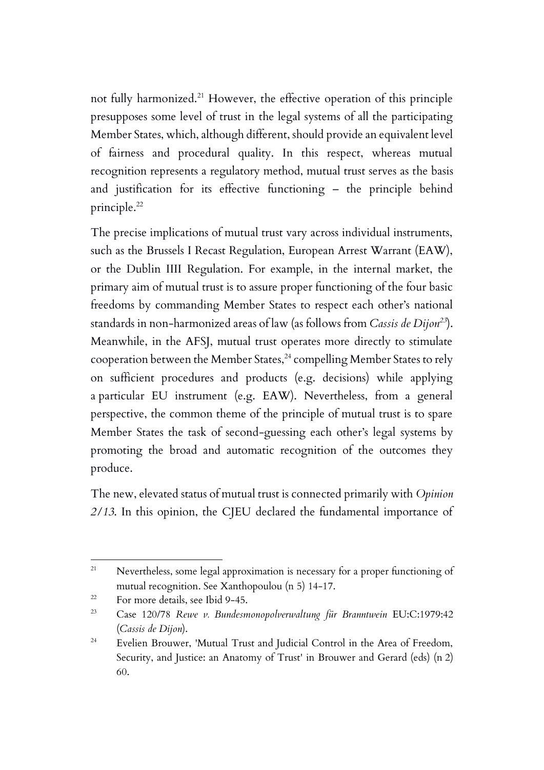not fully harmonized.[21] However, the effective operation of this principle presupposes some level of trust in the legal systems of all the participating Member States, which, although different, should provide an equivalent level of fairness and procedural quality. In this respect, whereas mutual recognition represents a regulatory method, mutual trust serves as the basis and justification for its effective functioning – the principle behind principle.[22]

The precise implications of mutual trust vary across individual instruments, such as the Brussels I Recast Regulation, European Arrest Warrant (EAW), or the Dublin IIII Regulation. For example, in the internal market, the primary aim of mutual trust is to assure proper functioning of the four basic freedoms by commanding Member States to respect each other's national standards in non-harmonized areas of law (as follows from *Cassis de Dijon*[23]). Meanwhile, in the AFSJ, mutual trust operates more directly to stimulate cooperation between the Member States,[24] compelling Member States to rely on sufficient procedures and products (e.g. decisions) while applying a particular EU instrument (e.g. EAW). Nevertheless, from a general perspective, the common theme of the principle of mutual trust is to spare Member States the task of second-guessing each other's legal systems by promoting the broad and automatic recognition of the outcomes they produce.

The new, elevated status of mutual trust is connected primarily with *Opinion 2/13*. In this opinion, the CJEU declared the fundamental importance of

---

[21] Nevertheless, some legal approximation is necessary for a proper functioning of mutual recognition. See Xanthopoulou (n 5) 14-17.

[22] For more details, see Ibid 9-45.

[23] Case 120/78 *Rewe v. Bundesmonopolverwaltung für Branntwein* EU:C:1979:42 (*Cassis de Dijon*).

[24] Evelien Brouwer, 'Mutual Trust and Judicial Control in the Area of Freedom, Security, and Justice: an Anatomy of Trust' in Brouwer and Gerard (eds) (n 2) 60.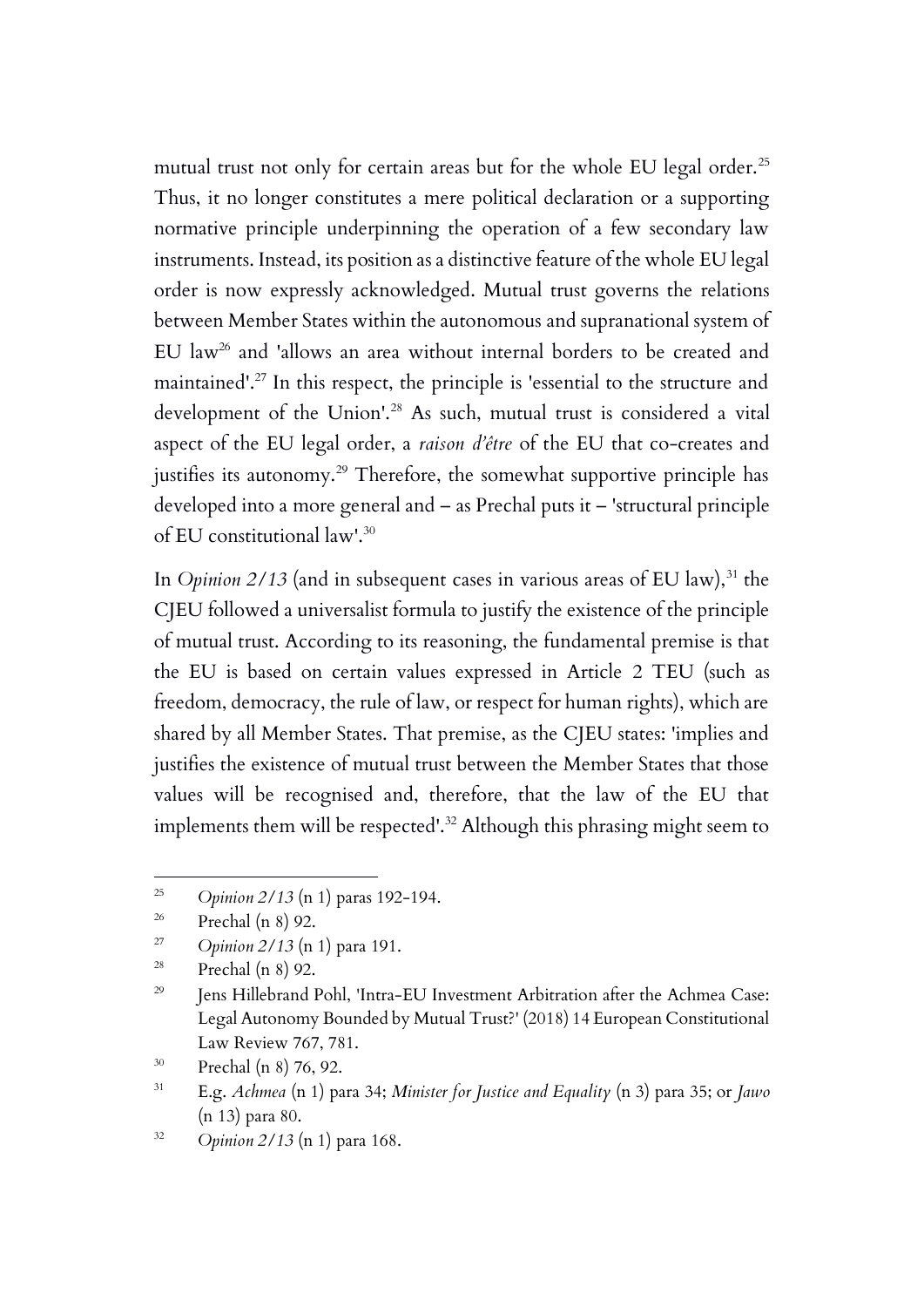mutual trust not only for certain areas but for the whole EU legal order.[25] Thus, it no longer constitutes a mere political declaration or a supporting normative principle underpinning the operation of a few secondary law instruments. Instead, its position as a distinctive feature of the whole EU legal order is now expressly acknowledged. Mutual trust governs the relations between Member States within the autonomous and supranational system of EU law[26] and 'allows an area without internal borders to be created and maintained'.[27] In this respect, the principle is 'essential to the structure and development of the Union'.[28] As such, mutual trust is considered a vital aspect of the EU legal order, a *raison d'être* of the EU that co-creates and justifies its autonomy.[29] Therefore, the somewhat supportive principle has developed into a more general and – as Prechal puts it – 'structural principle of EU constitutional law'.[30]

In *Opinion 2/13* (and in subsequent cases in various areas of EU law),[31] the CJEU followed a universalist formula to justify the existence of the principle of mutual trust. According to its reasoning, the fundamental premise is that the EU is based on certain values expressed in Article 2 TEU (such as freedom, democracy, the rule of law, or respect for human rights), which are shared by all Member States. That premise, as the CJEU states: 'implies and justifies the existence of mutual trust between the Member States that those values will be recognised and, therefore, that the law of the EU that implements them will be respected'.[32] Although this phrasing might seem to

---

[25] *Opinion 2/13* (n 1) paras 192-194.

[26] Prechal (n 8) 92.

[27] *Opinion 2/13* (n 1) para 191.

[28] Prechal (n 8) 92.

[29] Jens Hillebrand Pohl, 'Intra-EU Investment Arbitration after the Achmea Case: Legal Autonomy Bounded by Mutual Trust?' (2018) 14 European Constitutional Law Review 767, 781.

[30] Prechal (n 8) 76, 92.

[31] E.g. *Achmea* (n 1) para 34; *Minister for Justice and Equality* (n 3) para 35; or *Jawo* (n 13) para 80.

[32] *Opinion 2/13* (n 1) para 168.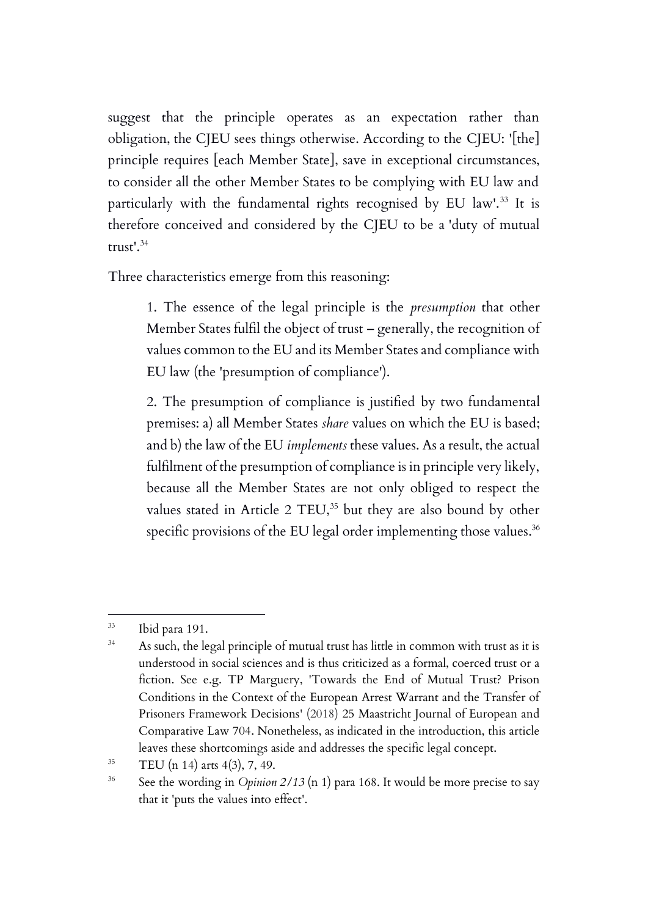suggest that the principle operates as an expectation rather than obligation, the CJEU sees things otherwise. According to the CJEU: '[the] principle requires [each Member State], save in exceptional circumstances, to consider all the other Member States to be complying with EU law and particularly with the fundamental rights recognised by EU law'.[33] It is therefore conceived and considered by the CJEU to be a 'duty of mutual trust'.[34]

Three characteristics emerge from this reasoning:

> 1. The essence of the legal principle is the *presumption* that other Member States fulfil the object of trust – generally, the recognition of values common to the EU and its Member States and compliance with EU law (the 'presumption of compliance').
>
> 2. The presumption of compliance is justified by two fundamental premises: a) all Member States *share* values on which the EU is based; and b) the law of the EU *implements* these values. As a result, the actual fulfilment of the presumption of compliance is in principle very likely, because all the Member States are not only obliged to respect the values stated in Article 2 TEU,[35] but they are also bound by other specific provisions of the EU legal order implementing those values.[36]

---

[33] Ibid para 191.

[34] As such, the legal principle of mutual trust has little in common with trust as it is understood in social sciences and is thus criticized as a formal, coerced trust or a fiction. See e.g. TP Marguery, 'Towards the End of Mutual Trust? Prison Conditions in the Context of the European Arrest Warrant and the Transfer of Prisoners Framework Decisions' (2018) 25 Maastricht Journal of European and Comparative Law 704. Nonetheless, as indicated in the introduction, this article leaves these shortcomings aside and addresses the specific legal concept.

[35] TEU (n 14) arts 4(3), 7, 49.

[36] See the wording in *Opinion 2/13* (n 1) para 168. It would be more precise to say that it 'puts the values into effect'.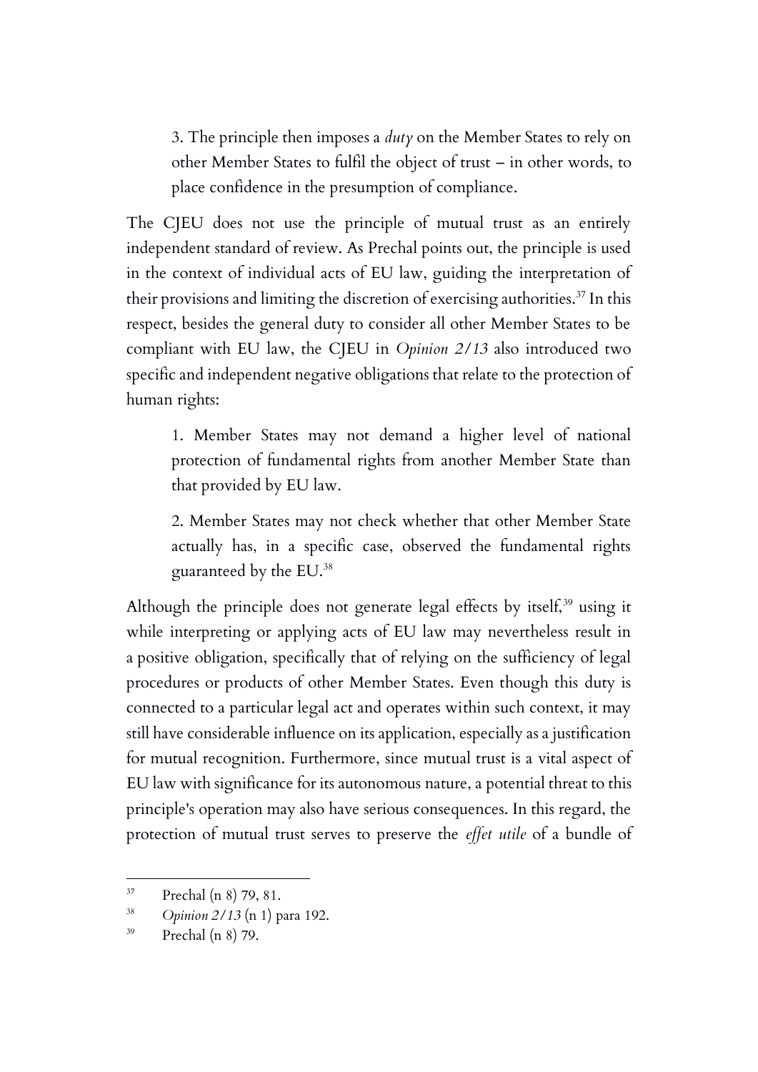3. The principle then imposes a *duty* on the Member States to rely on other Member States to fulfil the object of trust – in other words, to place confidence in the presumption of compliance.

The CJEU does not use the principle of mutual trust as an entirely independent standard of review. As Prechal points out, the principle is used in the context of individual acts of EU law, guiding the interpretation of their provisions and limiting the discretion of exercising authorities.[37] In this respect, besides the general duty to consider all other Member States to be compliant with EU law, the CJEU in *Opinion 2/13* also introduced two specific and independent negative obligations that relate to the protection of human rights:

1. Member States may not demand a higher level of national protection of fundamental rights from another Member State than that provided by EU law.

2. Member States may not check whether that other Member State actually has, in a specific case, observed the fundamental rights guaranteed by the EU.[38]

Although the principle does not generate legal effects by itself,[39] using it while interpreting or applying acts of EU law may nevertheless result in a positive obligation, specifically that of relying on the sufficiency of legal procedures or products of other Member States. Even though this duty is connected to a particular legal act and operates within such context, it may still have considerable influence on its application, especially as a justification for mutual recognition. Furthermore, since mutual trust is a vital aspect of EU law with significance for its autonomous nature, a potential threat to this principle's operation may also have serious consequences. In this regard, the protection of mutual trust serves to preserve the *effet utile* of a bundle of

---

[37] Prechal (n 8) 79, 81.

[38] *Opinion 2/13* (n 1) para 192.

[39] Prechal (n 8) 79.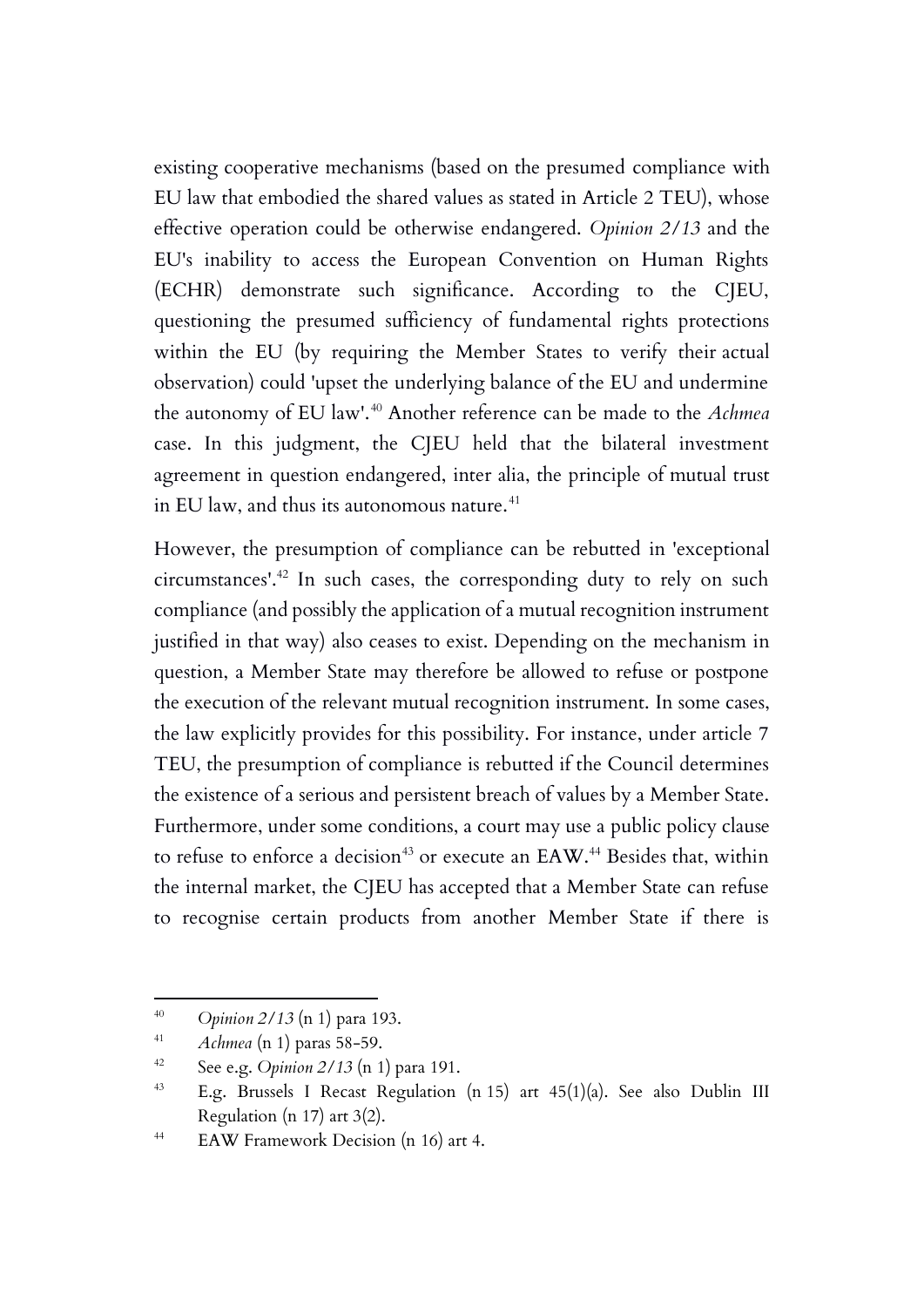existing cooperative mechanisms (based on the presumed compliance with EU law that embodied the shared values as stated in Article 2 TEU), whose effective operation could be otherwise endangered. *Opinion 2/13* and the EU's inability to access the European Convention on Human Rights (ECHR) demonstrate such significance. According to the CJEU, questioning the presumed sufficiency of fundamental rights protections within the EU (by requiring the Member States to verify their actual observation) could 'upset the underlying balance of the EU and undermine the autonomy of EU law'.[40] Another reference can be made to the *Achmea* case. In this judgment, the CJEU held that the bilateral investment agreement in question endangered, inter alia, the principle of mutual trust in EU law, and thus its autonomous nature.[41]

However, the presumption of compliance can be rebutted in 'exceptional circumstances'.[42] In such cases, the corresponding duty to rely on such compliance (and possibly the application of a mutual recognition instrument justified in that way) also ceases to exist. Depending on the mechanism in question, a Member State may therefore be allowed to refuse or postpone the execution of the relevant mutual recognition instrument. In some cases, the law explicitly provides for this possibility. For instance, under article 7 TEU, the presumption of compliance is rebutted if the Council determines the existence of a serious and persistent breach of values by a Member State. Furthermore, under some conditions, a court may use a public policy clause to refuse to enforce a decision[43] or execute an EAW.[44] Besides that, within the internal market, the CJEU has accepted that a Member State can refuse to recognise certain products from another Member State if there is

---

[40] *Opinion 2/13* (n 1) para 193.

[41] *Achmea* (n 1) paras 58-59.

[42] See e.g. *Opinion 2/13* (n 1) para 191.

[43] E.g. Brussels I Recast Regulation (n 15) art 45(1)(a). See also Dublin III Regulation (n 17) art 3(2).

[44] EAW Framework Decision (n 16) art 4.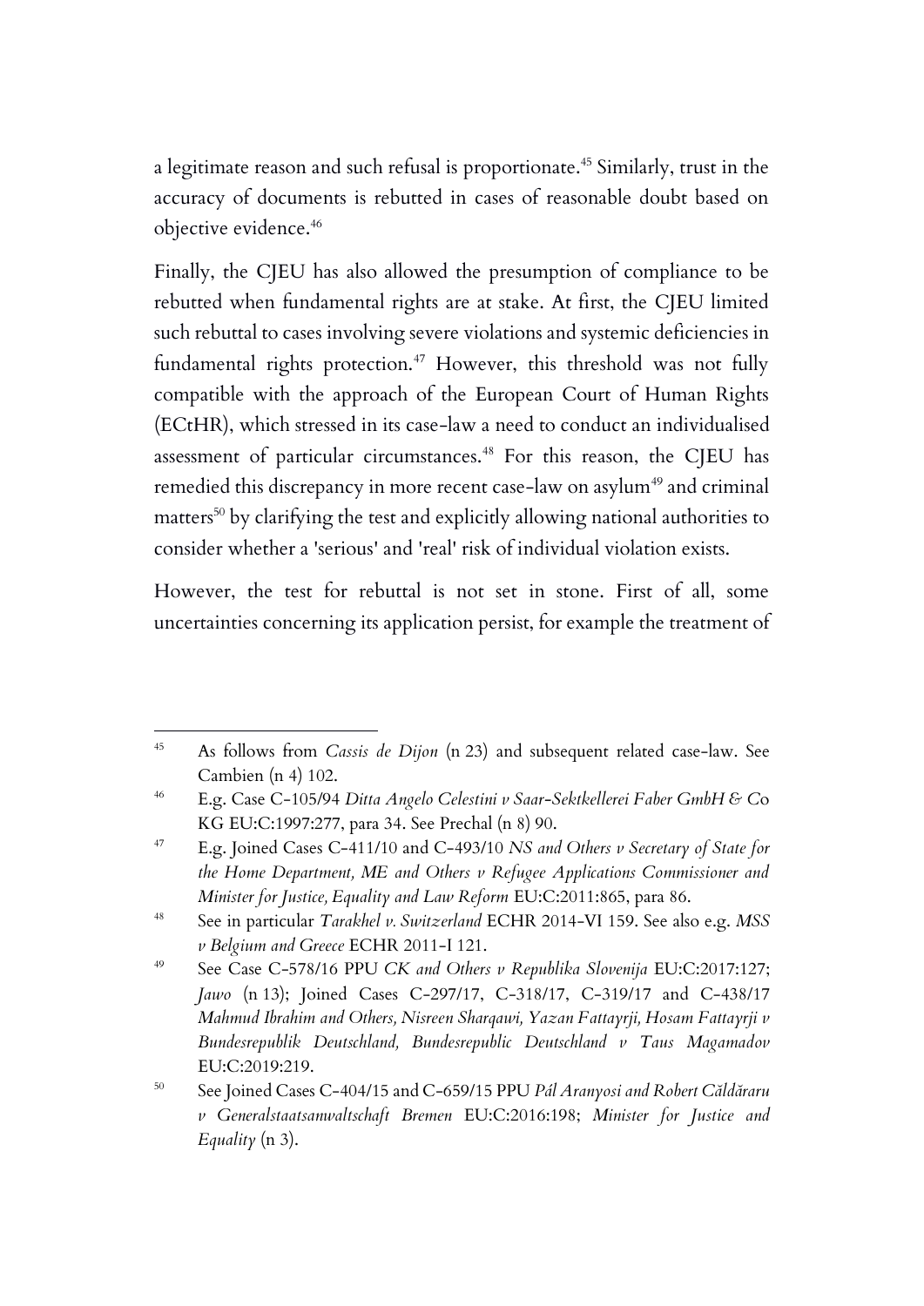a legitimate reason and such refusal is proportionate.[45] Similarly, trust in the accuracy of documents is rebutted in cases of reasonable doubt based on objective evidence.[46]

Finally, the CJEU has also allowed the presumption of compliance to be rebutted when fundamental rights are at stake. At first, the CJEU limited such rebuttal to cases involving severe violations and systemic deficiencies in fundamental rights protection.[47] However, this threshold was not fully compatible with the approach of the European Court of Human Rights (ECtHR), which stressed in its case-law a need to conduct an individualised assessment of particular circumstances.[48] For this reason, the CJEU has remedied this discrepancy in more recent case-law on asylum[49] and criminal matters[50] by clarifying the test and explicitly allowing national authorities to consider whether a 'serious' and 'real' risk of individual violation exists.

However, the test for rebuttal is not set in stone. First of all, some uncertainties concerning its application persist, for example the treatment of

---

[45] As follows from *Cassis de Dijon* (n 23) and subsequent related case-law. See Cambien (n 4) 102.

[46] E.g. Case C-105/94 *Ditta Angelo Celestini v Saar-Sektkellerei Faber GmbH & Co* KG EU:C:1997:277, para 34. See Prechal (n 8) 90.

[47] E.g. Joined Cases C-411/10 and C-493/10 *NS and Others v Secretary of State for the Home Department, ME and Others v Refugee Applications Commissioner and Minister for Justice, Equality and Law Reform* EU:C:2011:865, para 86.

[48] See in particular *Tarakhel v. Switzerland* ECHR 2014-VI 159. See also e.g. *MSS v Belgium and Greece* ECHR 2011-I 121.

[49] See Case C-578/16 PPU *CK and Others v Republika Slovenija* EU:C:2017:127; *Jawo* (n 13); Joined Cases C-297/17, C-318/17, C-319/17 and C-438/17 *Mahmud Ibrahim and Others, Nisreen Sharqawi, Yazan Fattayrji, Hosam Fattayrji v Bundesrepublik Deutschland, Bundesrepublic Deutschland v Taus Magamadov* EU:C:2019:219.

[50] See Joined Cases C-404/15 and C-659/15 PPU *Pál Aranyosi and Robert Căldăraru v Generalstaatsanwaltschaft Bremen* EU:C:2016:198; *Minister for Justice and Equality* (n 3).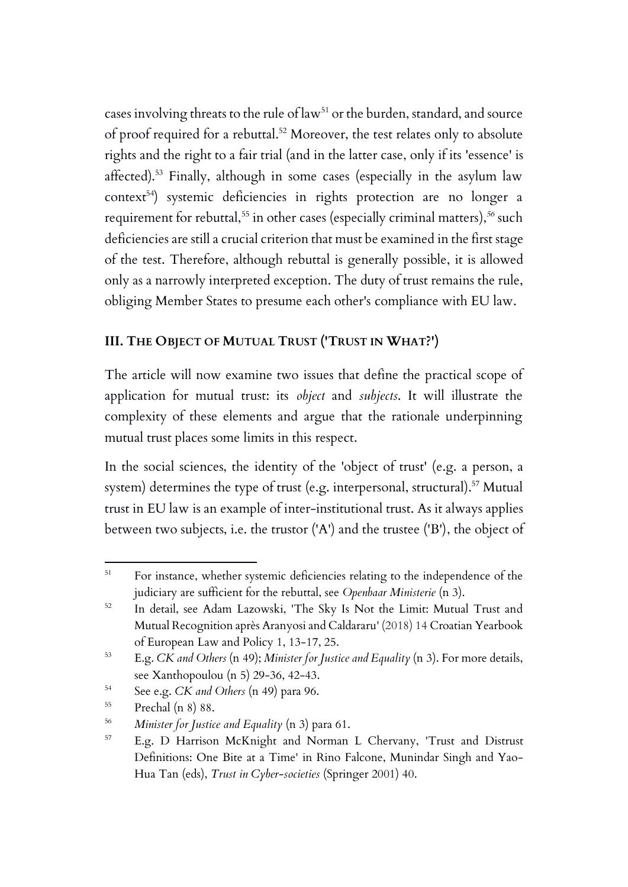cases involving threats to the rule of law[51] or the burden, standard, and source of proof required for a rebuttal.[52] Moreover, the test relates only to absolute rights and the right to a fair trial (and in the latter case, only if its 'essence' is affected).[53] Finally, although in some cases (especially in the asylum law context[54]) systemic deficiencies in rights protection are no longer a requirement for rebuttal,[55] in other cases (especially criminal matters),[56] such deficiencies are still a crucial criterion that must be examined in the first stage of the test. Therefore, although rebuttal is generally possible, it is allowed only as a narrowly interpreted exception. The duty of trust remains the rule, obliging Member States to presume each other's compliance with EU law.

## III. The Object of Mutual Trust ('Trust in What?')

The article will now examine two issues that define the practical scope of application for mutual trust: its *object* and *subjects*. It will illustrate the complexity of these elements and argue that the rationale underpinning mutual trust places some limits in this respect.

In the social sciences, the identity of the 'object of trust' (e.g. a person, a system) determines the type of trust (e.g. interpersonal, structural).[57] Mutual trust in EU law is an example of inter-institutional trust. As it always applies between two subjects, i.e. the trustor ('A') and the trustee ('B'), the object of

---

[51] For instance, whether systemic deficiencies relating to the independence of the judiciary are sufficient for the rebuttal, see *Openbaar Ministerie* (n 3).

[52] In detail, see Adam Lazowski, 'The Sky Is Not the Limit: Mutual Trust and Mutual Recognition après Aranyosi and Caldararu' (2018) 14 Croatian Yearbook of European Law and Policy 1, 13-17, 25.

[53] E.g. *CK and Others* (n 49); *Minister for Justice and Equality* (n 3). For more details, see Xanthopoulou (n 5) 29-36, 42-43.

[54] See e.g. *CK and Others* (n 49) para 96.

[55] Prechal (n 8) 88.

[56] *Minister for Justice and Equality* (n 3) para 61.

[57] E.g. D Harrison McKnight and Norman L Chervany, 'Trust and Distrust Definitions: One Bite at a Time' in Rino Falcone, Munindar Singh and Yao-Hua Tan (eds), *Trust in Cyber-societies* (Springer 2001) 40.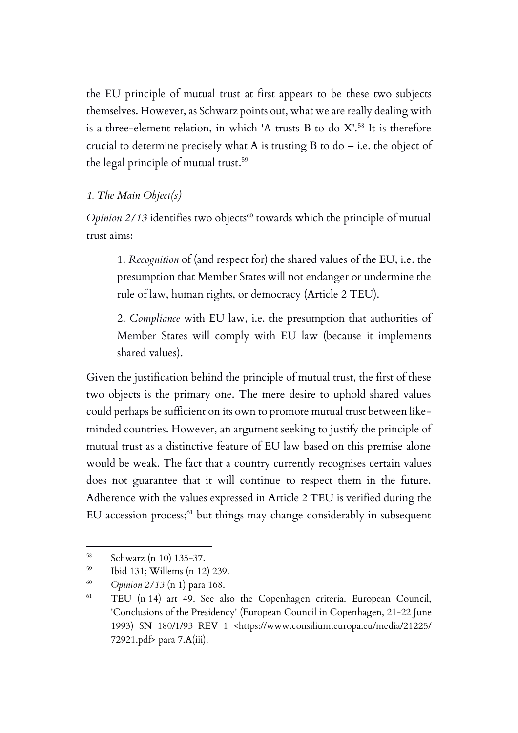the EU principle of mutual trust at first appears to be these two subjects themselves. However, as Schwarz points out, what we are really dealing with is a three-element relation, in which 'A trusts B to do X'.[58] It is therefore crucial to determine precisely what A is trusting B to do – i.e. the object of the legal principle of mutual trust.[59]

### *1. The Main Object(s)*

*Opinion 2/13* identifies two objects[60] towards which the principle of mutual trust aims:

> 1. *Recognition* of (and respect for) the shared values of the EU, i.e. the presumption that Member States will not endanger or undermine the rule of law, human rights, or democracy (Article 2 TEU).
>
> 2. *Compliance* with EU law, i.e. the presumption that authorities of Member States will comply with EU law (because it implements shared values).

Given the justification behind the principle of mutual trust, the first of these two objects is the primary one. The mere desire to uphold shared values could perhaps be sufficient on its own to promote mutual trust between like-minded countries. However, an argument seeking to justify the principle of mutual trust as a distinctive feature of EU law based on this premise alone would be weak. The fact that a country currently recognises certain values does not guarantee that it will continue to respect them in the future. Adherence with the values expressed in Article 2 TEU is verified during the EU accession process;[61] but things may change considerably in subsequent

---

[58] Schwarz (n 10) 135-37.

[59] Ibid 131; Willems (n 12) 239.

[60] *Opinion 2/13* (n 1) para 168.

[61] TEU (n 14) art 49. See also the Copenhagen criteria. European Council, 'Conclusions of the Presidency' (European Council in Copenhagen, 21-22 June 1993) SN 180/1/93 REV 1 <https://www.consilium.europa.eu/media/21225/72921.pdf> para 7.A(iii).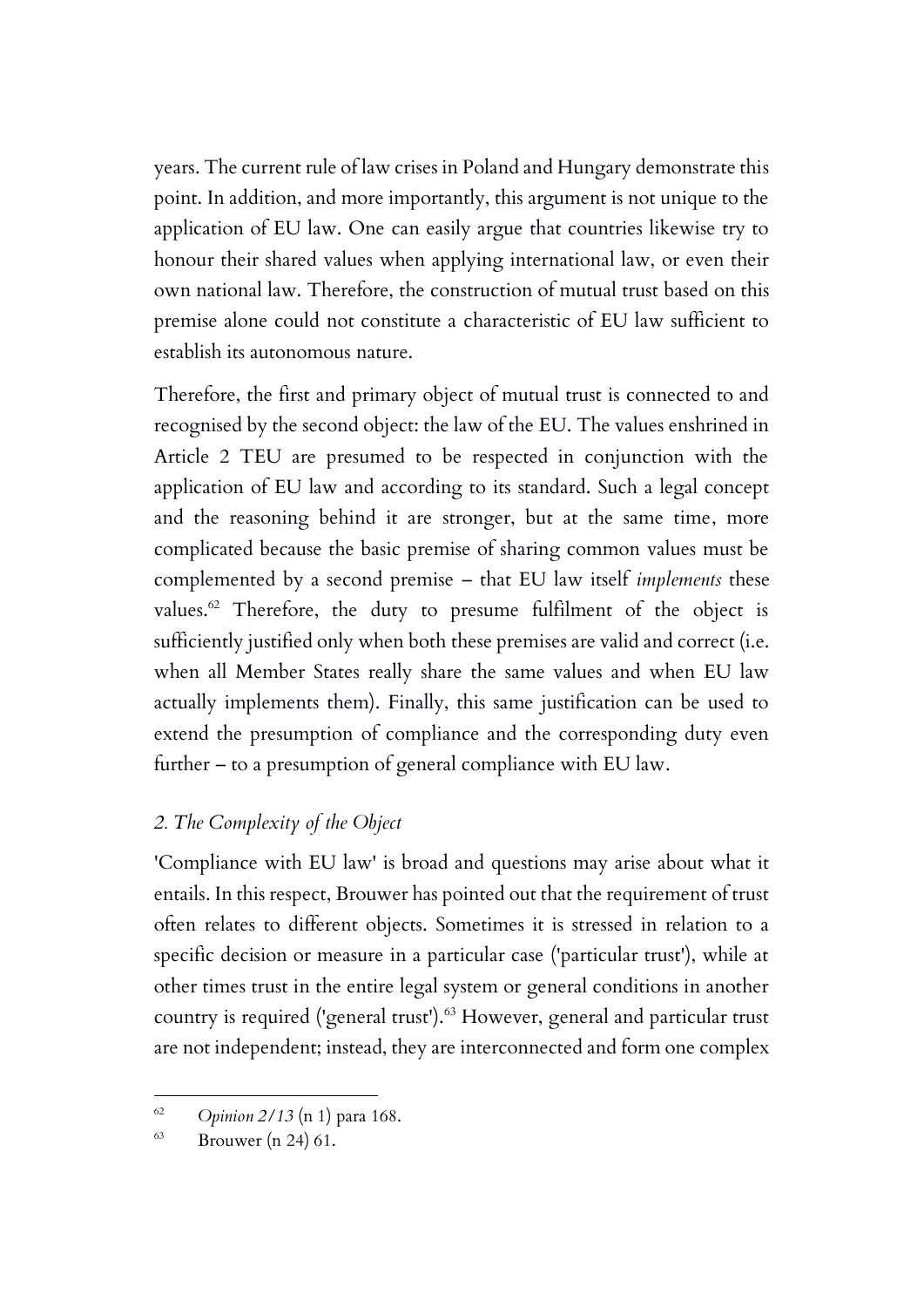years. The current rule of law crises in Poland and Hungary demonstrate this point. In addition, and more importantly, this argument is not unique to the application of EU law. One can easily argue that countries likewise try to honour their shared values when applying international law, or even their own national law. Therefore, the construction of mutual trust based on this premise alone could not constitute a characteristic of EU law sufficient to establish its autonomous nature.

Therefore, the first and primary object of mutual trust is connected to and recognised by the second object: the law of the EU. The values enshrined in Article 2 TEU are presumed to be respected in conjunction with the application of EU law and according to its standard. Such a legal concept and the reasoning behind it are stronger, but at the same time, more complicated because the basic premise of sharing common values must be complemented by a second premise – that EU law itself *implements* these values.[62] Therefore, the duty to presume fulfilment of the object is sufficiently justified only when both these premises are valid and correct (i.e. when all Member States really share the same values and when EU law actually implements them). Finally, this same justification can be used to extend the presumption of compliance and the corresponding duty even further – to a presumption of general compliance with EU law.

### *2. The Complexity of the Object*

'Compliance with EU law' is broad and questions may arise about what it entails. In this respect, Brouwer has pointed out that the requirement of trust often relates to different objects. Sometimes it is stressed in relation to a specific decision or measure in a particular case ('particular trust'), while at other times trust in the entire legal system or general conditions in another country is required ('general trust').[63] However, general and particular trust are not independent; instead, they are interconnected and form one complex

---

[62] *Opinion 2/13* (n 1) para 168.

[63] Brouwer (n 24) 61.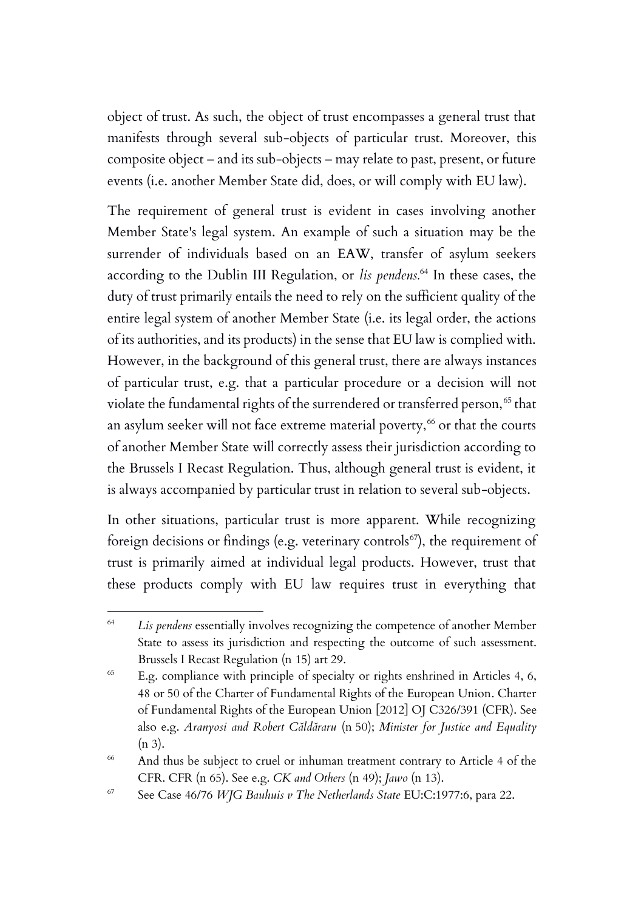object of trust. As such, the object of trust encompasses a general trust that manifests through several sub-objects of particular trust. Moreover, this composite object – and its sub-objects – may relate to past, present, or future events (i.e. another Member State did, does, or will comply with EU law).

The requirement of general trust is evident in cases involving another Member State's legal system. An example of such a situation may be the surrender of individuals based on an EAW, transfer of asylum seekers according to the Dublin III Regulation, or *lis pendens*.[64] In these cases, the duty of trust primarily entails the need to rely on the sufficient quality of the entire legal system of another Member State (i.e. its legal order, the actions of its authorities, and its products) in the sense that EU law is complied with. However, in the background of this general trust, there are always instances of particular trust, e.g. that a particular procedure or a decision will not violate the fundamental rights of the surrendered or transferred person,[65] that an asylum seeker will not face extreme material poverty,[66] or that the courts of another Member State will correctly assess their jurisdiction according to the Brussels I Recast Regulation. Thus, although general trust is evident, it is always accompanied by particular trust in relation to several sub-objects.

In other situations, particular trust is more apparent. While recognizing foreign decisions or findings (e.g. veterinary controls[67]), the requirement of trust is primarily aimed at individual legal products. However, trust that these products comply with EU law requires trust in everything that

---

[64] *Lis pendens* essentially involves recognizing the competence of another Member State to assess its jurisdiction and respecting the outcome of such assessment. Brussels I Recast Regulation (n 15) art 29.

[65] E.g. compliance with principle of specialty or rights enshrined in Articles 4, 6, 48 or 50 of the Charter of Fundamental Rights of the European Union. Charter of Fundamental Rights of the European Union [2012] OJ C326/391 (CFR). See also e.g. *Aranyosi and Robert Căldăraru* (n 50); *Minister for Justice and Equality* (n 3).

[66] And thus be subject to cruel or inhuman treatment contrary to Article 4 of the CFR. CFR (n 65). See e.g. *CK and Others* (n 49); *Jawo* (n 13).

[67] See Case 46/76 *WJG Bauhuis v The Netherlands State* EU:C:1977:6, para 22.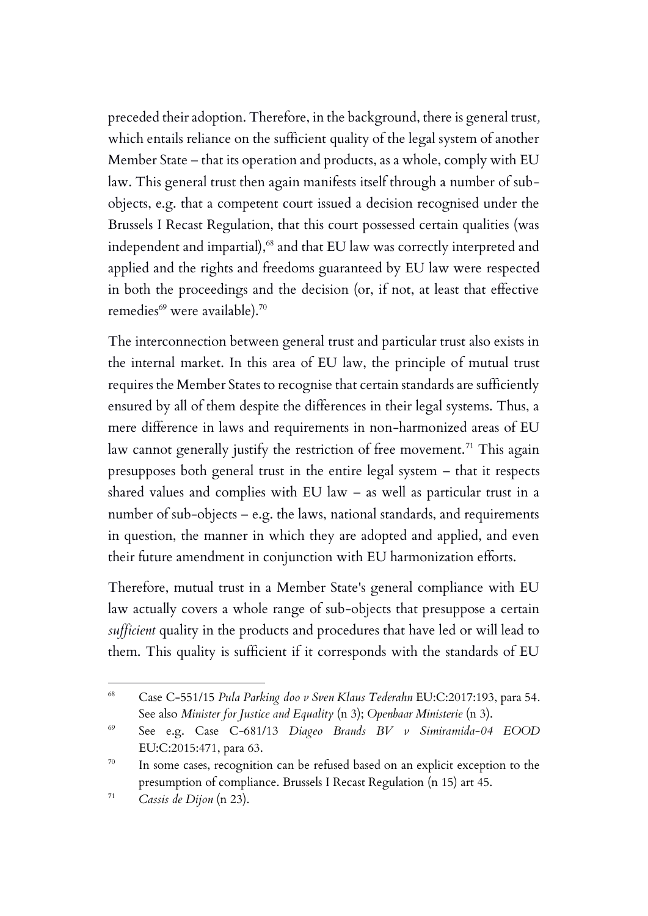preceded their adoption. Therefore, in the background, there is general trust, which entails reliance on the sufficient quality of the legal system of another Member State – that its operation and products, as a whole, comply with EU law. This general trust then again manifests itself through a number of sub-objects, e.g. that a competent court issued a decision recognised under the Brussels I Recast Regulation, that this court possessed certain qualities (was independent and impartial),[68] and that EU law was correctly interpreted and applied and the rights and freedoms guaranteed by EU law were respected in both the proceedings and the decision (or, if not, at least that effective remedies[69] were available).[70]

The interconnection between general trust and particular trust also exists in the internal market. In this area of EU law, the principle of mutual trust requires the Member States to recognise that certain standards are sufficiently ensured by all of them despite the differences in their legal systems. Thus, a mere difference in laws and requirements in non-harmonized areas of EU law cannot generally justify the restriction of free movement.[71] This again presupposes both general trust in the entire legal system – that it respects shared values and complies with EU law – as well as particular trust in a number of sub-objects – e.g. the laws, national standards, and requirements in question, the manner in which they are adopted and applied, and even their future amendment in conjunction with EU harmonization efforts.

Therefore, mutual trust in a Member State's general compliance with EU law actually covers a whole range of sub-objects that presuppose a certain *sufficient* quality in the products and procedures that have led or will lead to them. This quality is sufficient if it corresponds with the standards of EU

---

[68] Case C-551/15 *Pula Parking doo v Sven Klaus Tederahn* EU:C:2017:193, para 54. See also *Minister for Justice and Equality* (n 3); *Openbaar Ministerie* (n 3).

[69] See e.g. Case C-681/13 *Diageo Brands BV v Simiramida-04 EOOD* EU:C:2015:471, para 63.

[70] In some cases, recognition can be refused based on an explicit exception to the presumption of compliance. Brussels I Recast Regulation (n 15) art 45.

[71] *Cassis de Dijon* (n 23).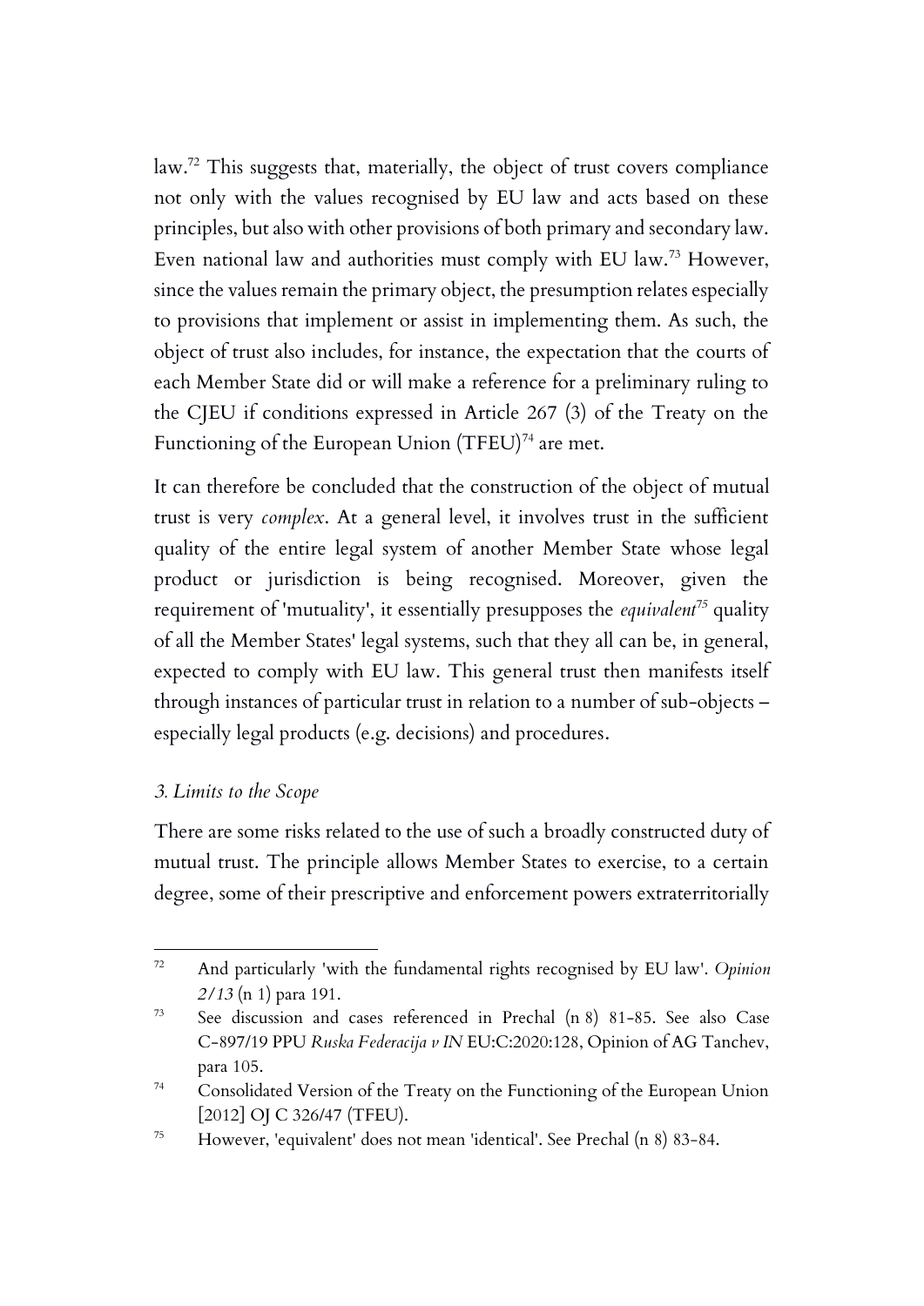law.[72] This suggests that, materially, the object of trust covers compliance not only with the values recognised by EU law and acts based on these principles, but also with other provisions of both primary and secondary law. Even national law and authorities must comply with EU law.[73] However, since the values remain the primary object, the presumption relates especially to provisions that implement or assist in implementing them. As such, the object of trust also includes, for instance, the expectation that the courts of each Member State did or will make a reference for a preliminary ruling to the CJEU if conditions expressed in Article 267 (3) of the Treaty on the Functioning of the European Union (TFEU)[74] are met.

It can therefore be concluded that the construction of the object of mutual trust is very *complex*. At a general level, it involves trust in the sufficient quality of the entire legal system of another Member State whose legal product or jurisdiction is being recognised. Moreover, given the requirement of 'mutuality', it essentially presupposes the *equivalent*[75] quality of all the Member States' legal systems, such that they all can be, in general, expected to comply with EU law. This general trust then manifests itself through instances of particular trust in relation to a number of sub-objects – especially legal products (e.g. decisions) and procedures.

### *3. Limits to the Scope*

There are some risks related to the use of such a broadly constructed duty of mutual trust. The principle allows Member States to exercise, to a certain degree, some of their prescriptive and enforcement powers extraterritorially

---

[72] And particularly 'with the fundamental rights recognised by EU law'. *Opinion 2/13* (n 1) para 191.

[73] See discussion and cases referenced in Prechal (n 8) 81-85. See also Case C-897/19 PPU *Ruska Federacija v IN* EU:C:2020:128, Opinion of AG Tanchev, para 105.

[74] Consolidated Version of the Treaty on the Functioning of the European Union [2012] OJ C 326/47 (TFEU).

[75] However, 'equivalent' does not mean 'identical'. See Prechal (n 8) 83-84.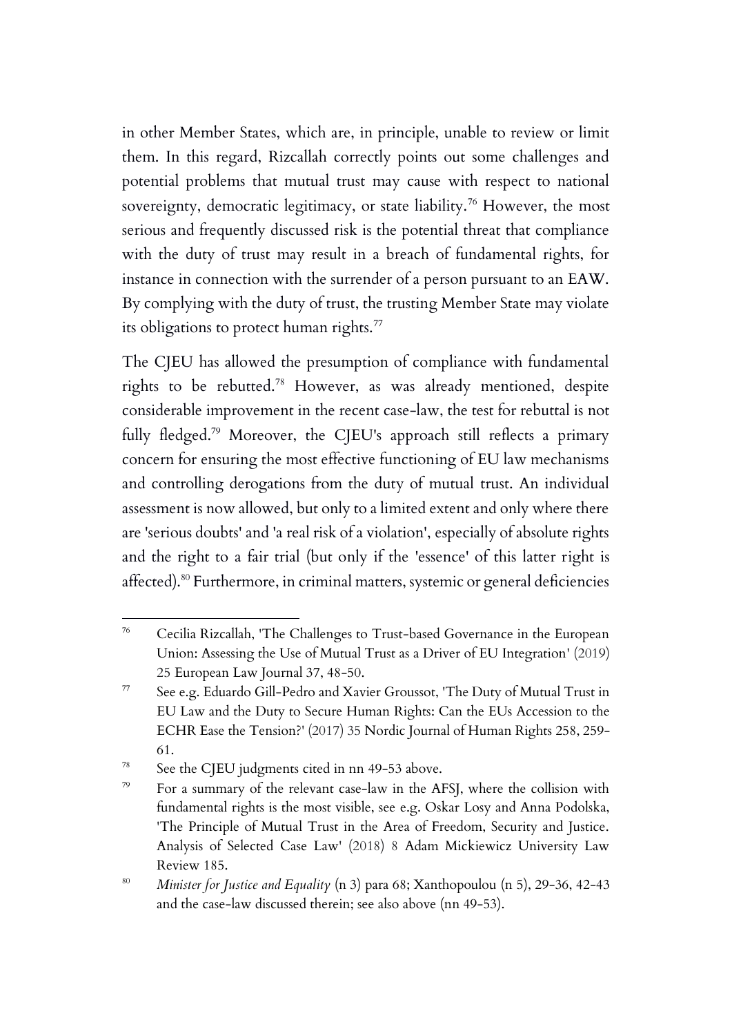in other Member States, which are, in principle, unable to review or limit them. In this regard, Rizcallah correctly points out some challenges and potential problems that mutual trust may cause with respect to national sovereignty, democratic legitimacy, or state liability.[76] However, the most serious and frequently discussed risk is the potential threat that compliance with the duty of trust may result in a breach of fundamental rights, for instance in connection with the surrender of a person pursuant to an EAW. By complying with the duty of trust, the trusting Member State may violate its obligations to protect human rights.[77]

The CJEU has allowed the presumption of compliance with fundamental rights to be rebutted.[78] However, as was already mentioned, despite considerable improvement in the recent case-law, the test for rebuttal is not fully fledged.[79] Moreover, the CJEU's approach still reflects a primary concern for ensuring the most effective functioning of EU law mechanisms and controlling derogations from the duty of mutual trust. An individual assessment is now allowed, but only to a limited extent and only where there are 'serious doubts' and 'a real risk of a violation', especially of absolute rights and the right to a fair trial (but only if the 'essence' of this latter right is affected).[80] Furthermore, in criminal matters, systemic or general deficiencies

---

[76] Cecilia Rizcallah, 'The Challenges to Trust-based Governance in the European Union: Assessing the Use of Mutual Trust as a Driver of EU Integration' (2019) 25 European Law Journal 37, 48-50.

[77] See e.g. Eduardo Gill-Pedro and Xavier Groussot, 'The Duty of Mutual Trust in EU Law and the Duty to Secure Human Rights: Can the EUs Accession to the ECHR Ease the Tension?' (2017) 35 Nordic Journal of Human Rights 258, 259-61.

[78] See the CJEU judgments cited in nn 49-53 above.

[79] For a summary of the relevant case-law in the AFSJ, where the collision with fundamental rights is the most visible, see e.g. Oskar Losy and Anna Podolska, 'The Principle of Mutual Trust in the Area of Freedom, Security and Justice. Analysis of Selected Case Law' (2018) 8 Adam Mickiewicz University Law Review 185.

[80] *Minister for Justice and Equality* (n 3) para 68; Xanthopoulou (n 5), 29-36, 42-43 and the case-law discussed therein; see also above (nn 49-53).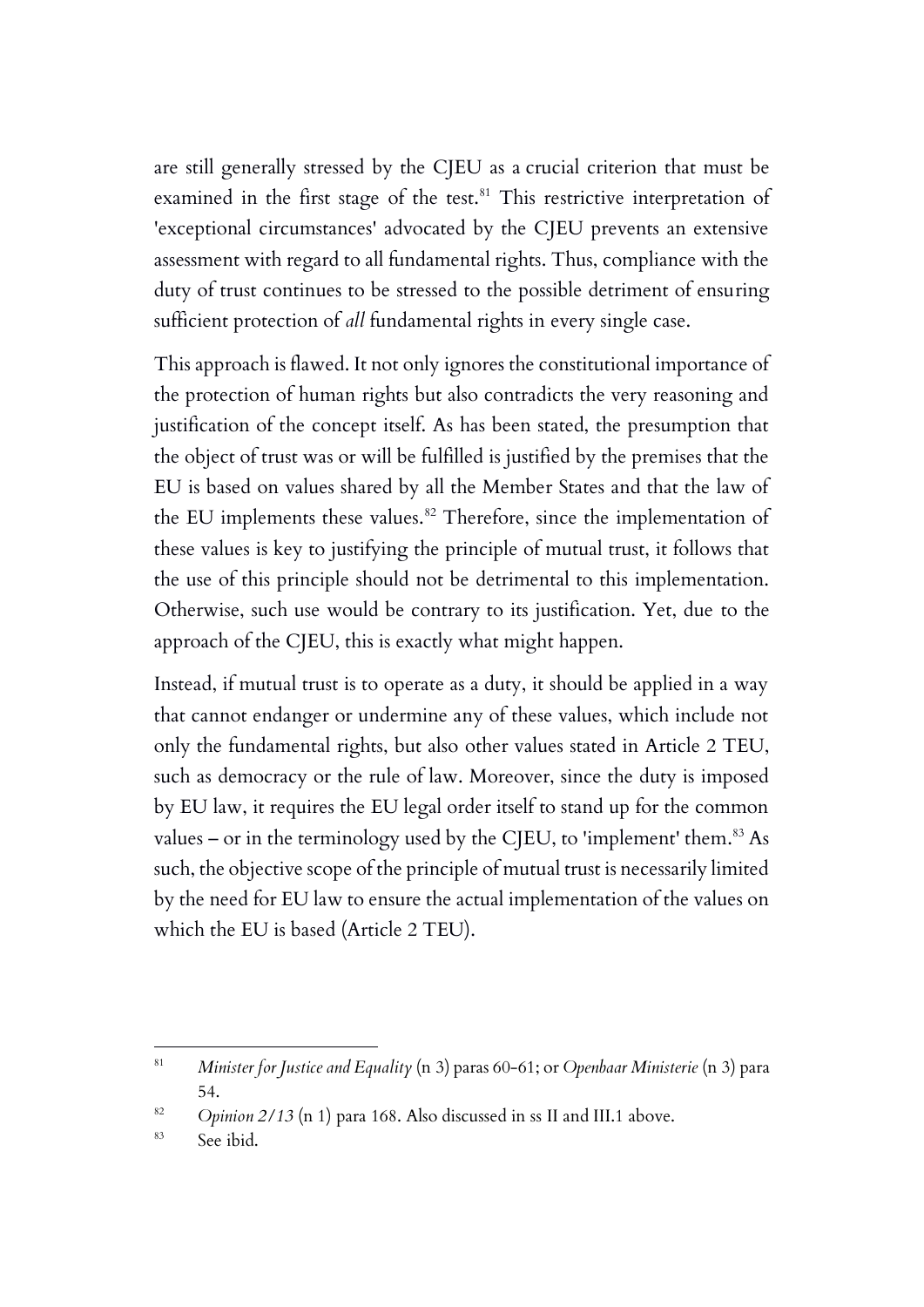are still generally stressed by the CJEU as a crucial criterion that must be examined in the first stage of the test.[81] This restrictive interpretation of 'exceptional circumstances' advocated by the CJEU prevents an extensive assessment with regard to all fundamental rights. Thus, compliance with the duty of trust continues to be stressed to the possible detriment of ensuring sufficient protection of *all* fundamental rights in every single case.

This approach is flawed. It not only ignores the constitutional importance of the protection of human rights but also contradicts the very reasoning and justification of the concept itself. As has been stated, the presumption that the object of trust was or will be fulfilled is justified by the premises that the EU is based on values shared by all the Member States and that the law of the EU implements these values.[82] Therefore, since the implementation of these values is key to justifying the principle of mutual trust, it follows that the use of this principle should not be detrimental to this implementation. Otherwise, such use would be contrary to its justification. Yet, due to the approach of the CJEU, this is exactly what might happen.

Instead, if mutual trust is to operate as a duty, it should be applied in a way that cannot endanger or undermine any of these values, which include not only the fundamental rights, but also other values stated in Article 2 TEU, such as democracy or the rule of law. Moreover, since the duty is imposed by EU law, it requires the EU legal order itself to stand up for the common values – or in the terminology used by the CJEU, to 'implement' them.[83] As such, the objective scope of the principle of mutual trust is necessarily limited by the need for EU law to ensure the actual implementation of the values on which the EU is based (Article 2 TEU).

---

[81] *Minister for Justice and Equality* (n 3) paras 60-61; or *Openbaar Ministerie* (n 3) para 54.

[82] *Opinion 2/13* (n 1) para 168. Also discussed in ss II and III.1 above.

[83] See ibid.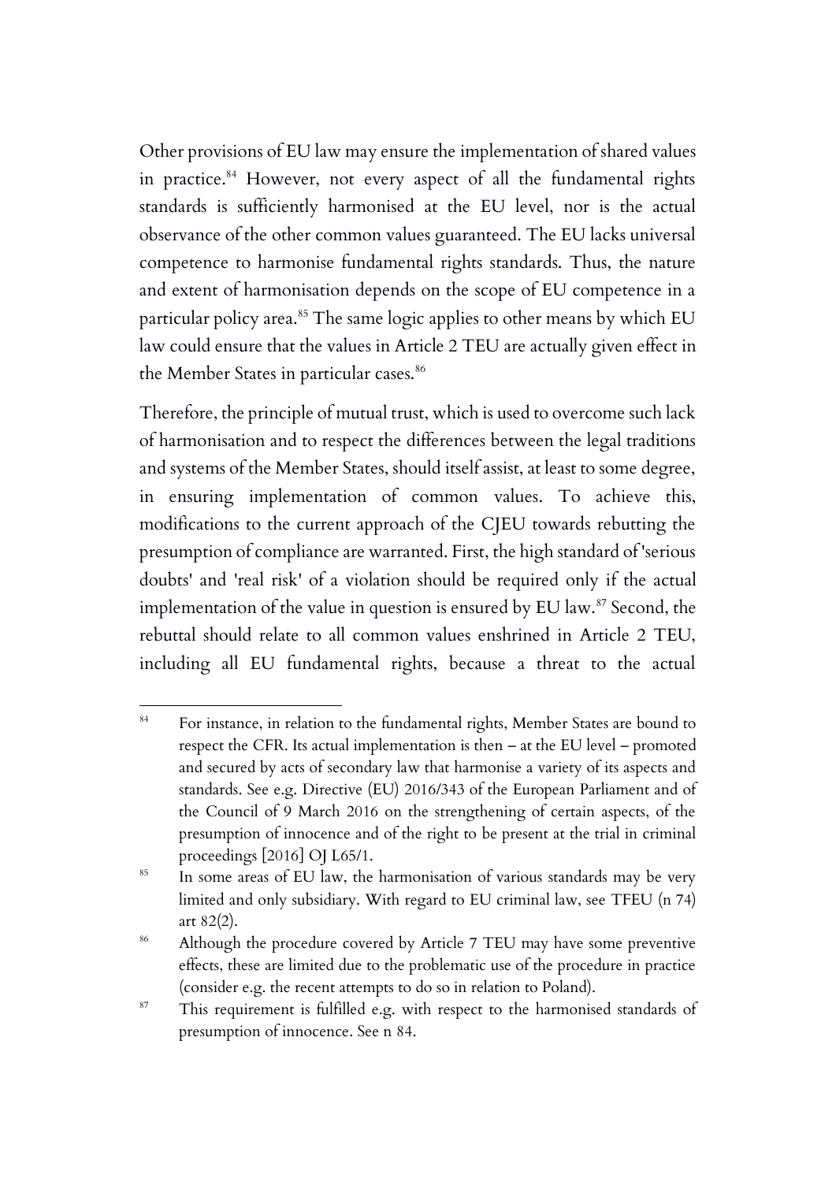Other provisions of EU law may ensure the implementation of shared values in practice.[84] However, not every aspect of all the fundamental rights standards is sufficiently harmonised at the EU level, nor is the actual observance of the other common values guaranteed. The EU lacks universal competence to harmonise fundamental rights standards. Thus, the nature and extent of harmonisation depends on the scope of EU competence in a particular policy area.[85] The same logic applies to other means by which EU law could ensure that the values in Article 2 TEU are actually given effect in the Member States in particular cases.[86]

Therefore, the principle of mutual trust, which is used to overcome such lack of harmonisation and to respect the differences between the legal traditions and systems of the Member States, should itself assist, at least to some degree, in ensuring implementation of common values. To achieve this, modifications to the current approach of the CJEU towards rebutting the presumption of compliance are warranted. First, the high standard of 'serious doubts' and 'real risk' of a violation should be required only if the actual implementation of the value in question is ensured by EU law.[87] Second, the rebuttal should relate to all common values enshrined in Article 2 TEU, including all EU fundamental rights, because a threat to the actual

---

[84] For instance, in relation to the fundamental rights, Member States are bound to respect the CFR. Its actual implementation is then – at the EU level – promoted and secured by acts of secondary law that harmonise a variety of its aspects and standards. See e.g. Directive (EU) 2016/343 of the European Parliament and of the Council of 9 March 2016 on the strengthening of certain aspects, of the presumption of innocence and of the right to be present at the trial in criminal proceedings [2016] OJ L65/1.

[85] In some areas of EU law, the harmonisation of various standards may be very limited and only subsidiary. With regard to EU criminal law, see TFEU (n 74) art 82(2).

[86] Although the procedure covered by Article 7 TEU may have some preventive effects, these are limited due to the problematic use of the procedure in practice (consider e.g. the recent attempts to do so in relation to Poland).

[87] This requirement is fulfilled e.g. with respect to the harmonised standards of presumption of innocence. See n 84.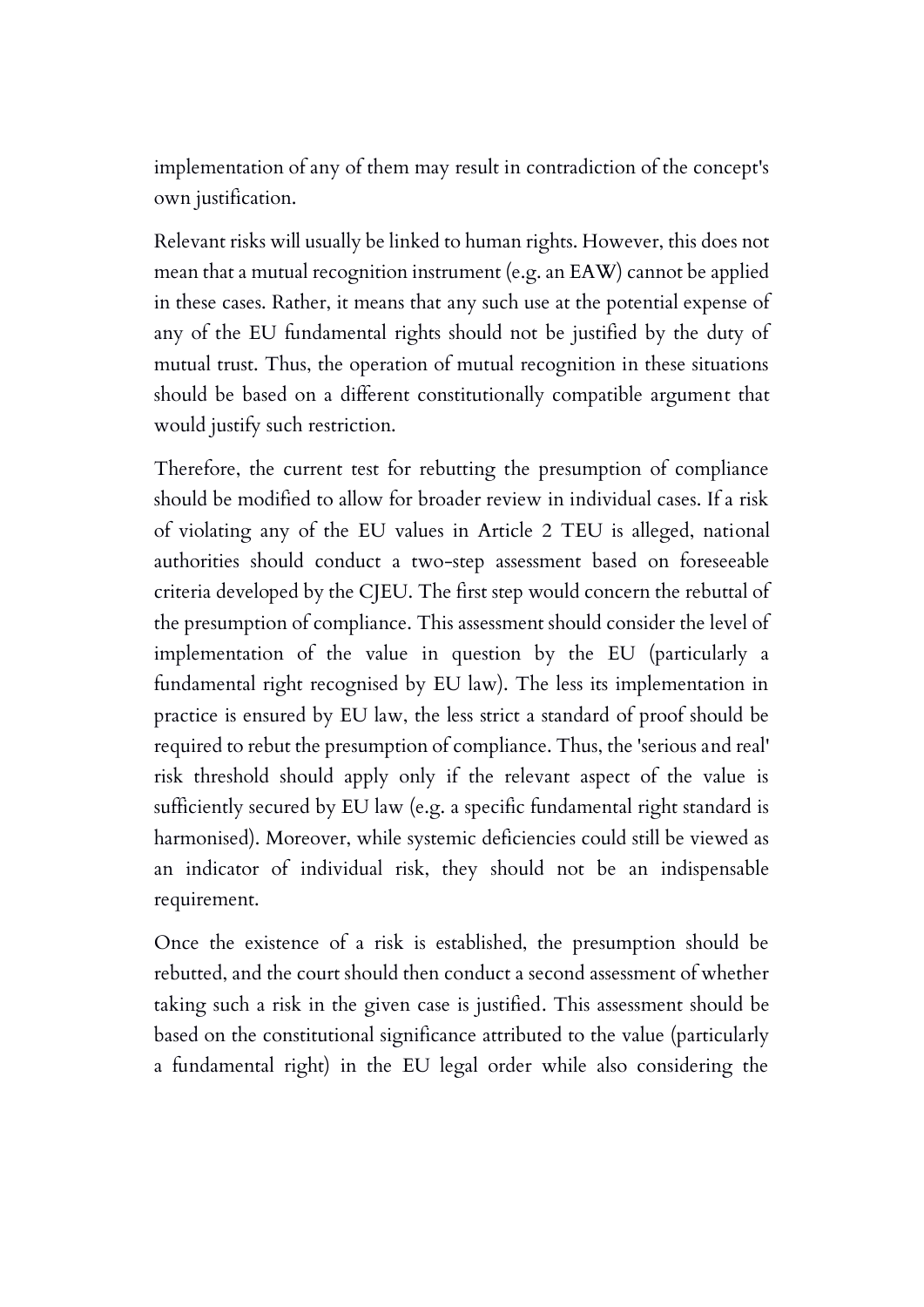implementation of any of them may result in contradiction of the concept's own justification.

Relevant risks will usually be linked to human rights. However, this does not mean that a mutual recognition instrument (e.g. an EAW) cannot be applied in these cases. Rather, it means that any such use at the potential expense of any of the EU fundamental rights should not be justified by the duty of mutual trust. Thus, the operation of mutual recognition in these situations should be based on a different constitutionally compatible argument that would justify such restriction.

Therefore, the current test for rebutting the presumption of compliance should be modified to allow for broader review in individual cases. If a risk of violating any of the EU values in Article 2 TEU is alleged, national authorities should conduct a two-step assessment based on foreseeable criteria developed by the CJEU. The first step would concern the rebuttal of the presumption of compliance. This assessment should consider the level of implementation of the value in question by the EU (particularly a fundamental right recognised by EU law). The less its implementation in practice is ensured by EU law, the less strict a standard of proof should be required to rebut the presumption of compliance. Thus, the 'serious and real' risk threshold should apply only if the relevant aspect of the value is sufficiently secured by EU law (e.g. a specific fundamental right standard is harmonised). Moreover, while systemic deficiencies could still be viewed as an indicator of individual risk, they should not be an indispensable requirement.

Once the existence of a risk is established, the presumption should be rebutted, and the court should then conduct a second assessment of whether taking such a risk in the given case is justified. This assessment should be based on the constitutional significance attributed to the value (particularly a fundamental right) in the EU legal order while also considering the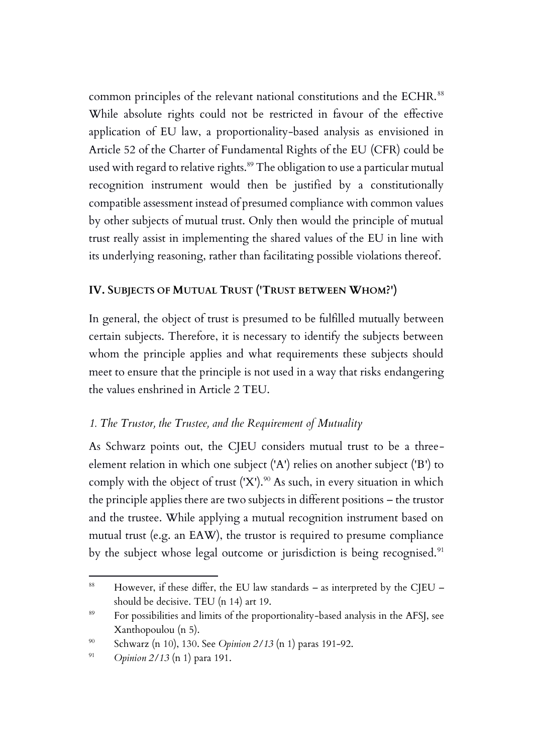common principles of the relevant national constitutions and the ECHR.[88] While absolute rights could not be restricted in favour of the effective application of EU law, a proportionality-based analysis as envisioned in Article 52 of the Charter of Fundamental Rights of the EU (CFR) could be used with regard to relative rights.[89] The obligation to use a particular mutual recognition instrument would then be justified by a constitutionally compatible assessment instead of presumed compliance with common values by other subjects of mutual trust. Only then would the principle of mutual trust really assist in implementing the shared values of the EU in line with its underlying reasoning, rather than facilitating possible violations thereof.

## IV. SUBJECTS OF MUTUAL TRUST ('TRUST BETWEEN WHOM?')

In general, the object of trust is presumed to be fulfilled mutually between certain subjects. Therefore, it is necessary to identify the subjects between whom the principle applies and what requirements these subjects should meet to ensure that the principle is not used in a way that risks endangering the values enshrined in Article 2 TEU.

### *1. The Trustor, the Trustee, and the Requirement of Mutuality*

As Schwarz points out, the CJEU considers mutual trust to be a three-element relation in which one subject ('A') relies on another subject ('B') to comply with the object of trust ('X').[90] As such, in every situation in which the principle applies there are two subjects in different positions – the trustor and the trustee. While applying a mutual recognition instrument based on mutual trust (e.g. an EAW), the trustor is required to presume compliance by the subject whose legal outcome or jurisdiction is being recognised.[91]

---

[88] However, if these differ, the EU law standards – as interpreted by the CJEU – should be decisive. TEU (n 14) art 19.

[89] For possibilities and limits of the proportionality-based analysis in the AFSJ, see Xanthopoulou (n 5).

[90] Schwarz (n 10), 130. See *Opinion 2/13* (n 1) paras 191-92.

[91] *Opinion 2/13* (n 1) para 191.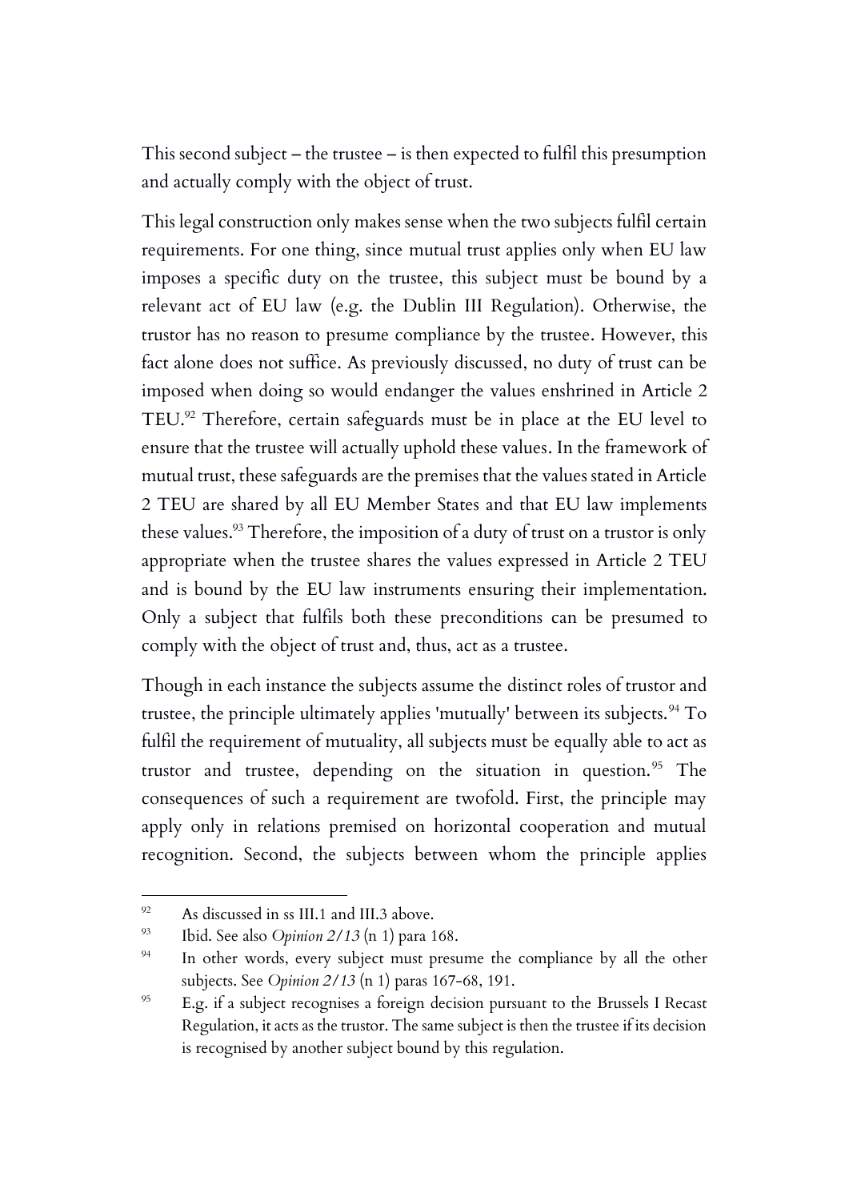This second subject – the trustee – is then expected to fulfil this presumption and actually comply with the object of trust.

This legal construction only makes sense when the two subjects fulfil certain requirements. For one thing, since mutual trust applies only when EU law imposes a specific duty on the trustee, this subject must be bound by a relevant act of EU law (e.g. the Dublin III Regulation). Otherwise, the trustor has no reason to presume compliance by the trustee. However, this fact alone does not suffice. As previously discussed, no duty of trust can be imposed when doing so would endanger the values enshrined in Article 2 TEU.[92] Therefore, certain safeguards must be in place at the EU level to ensure that the trustee will actually uphold these values. In the framework of mutual trust, these safeguards are the premises that the values stated in Article 2 TEU are shared by all EU Member States and that EU law implements these values.[93] Therefore, the imposition of a duty of trust on a trustor is only appropriate when the trustee shares the values expressed in Article 2 TEU and is bound by the EU law instruments ensuring their implementation. Only a subject that fulfils both these preconditions can be presumed to comply with the object of trust and, thus, act as a trustee.

Though in each instance the subjects assume the distinct roles of trustor and trustee, the principle ultimately applies 'mutually' between its subjects.[94] To fulfil the requirement of mutuality, all subjects must be equally able to act as trustor and trustee, depending on the situation in question.[95] The consequences of such a requirement are twofold. First, the principle may apply only in relations premised on horizontal cooperation and mutual recognition. Second, the subjects between whom the principle applies

---

[92] As discussed in ss III.1 and III.3 above.

[93] Ibid. See also *Opinion 2/13* (n 1) para 168.

[94] In other words, every subject must presume the compliance by all the other subjects. See *Opinion 2/13* (n 1) paras 167-68, 191.

[95] E.g. if a subject recognises a foreign decision pursuant to the Brussels I Recast Regulation, it acts as the trustor. The same subject is then the trustee if its decision is recognised by another subject bound by this regulation.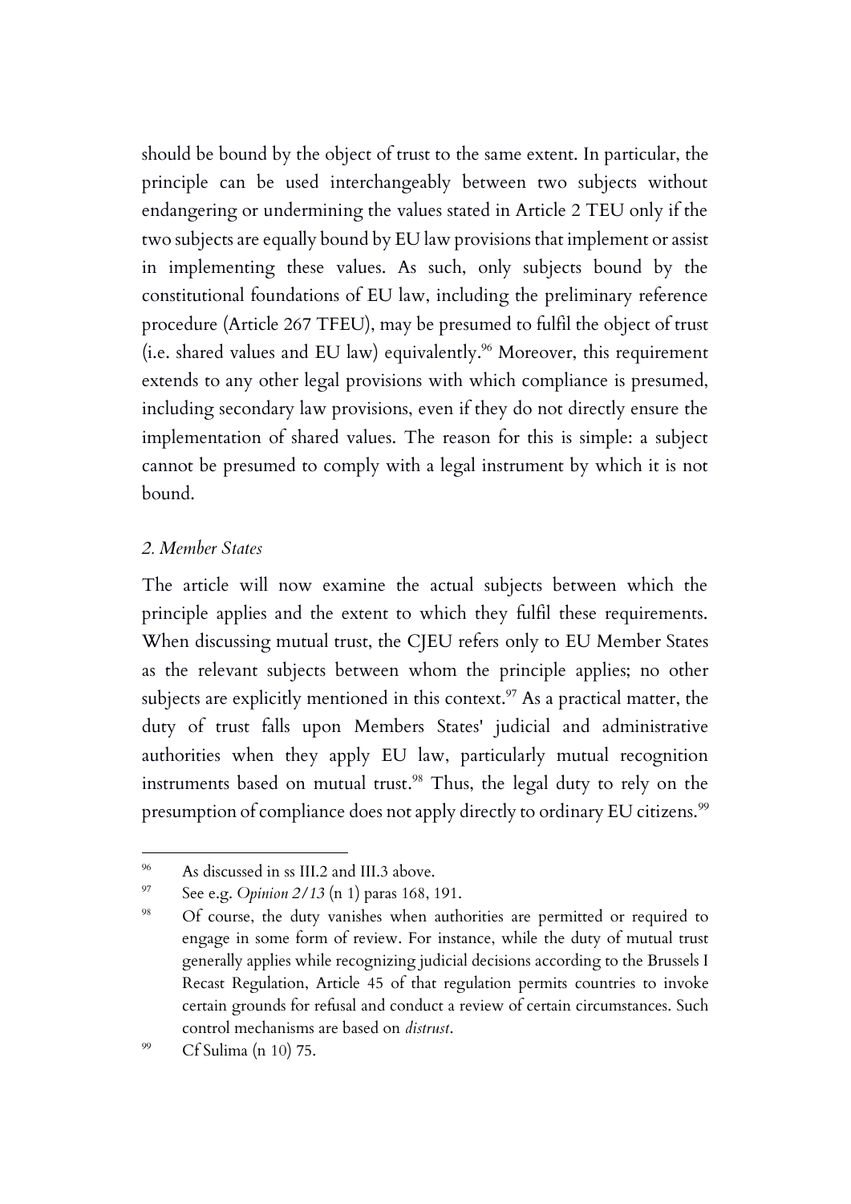should be bound by the object of trust to the same extent. In particular, the principle can be used interchangeably between two subjects without endangering or undermining the values stated in Article 2 TEU only if the two subjects are equally bound by EU law provisions that implement or assist in implementing these values. As such, only subjects bound by the constitutional foundations of EU law, including the preliminary reference procedure (Article 267 TFEU), may be presumed to fulfil the object of trust (i.e. shared values and EU law) equivalently.[96] Moreover, this requirement extends to any other legal provisions with which compliance is presumed, including secondary law provisions, even if they do not directly ensure the implementation of shared values. The reason for this is simple: a subject cannot be presumed to comply with a legal instrument by which it is not bound.

### *2. Member States*

The article will now examine the actual subjects between which the principle applies and the extent to which they fulfil these requirements. When discussing mutual trust, the CJEU refers only to EU Member States as the relevant subjects between whom the principle applies; no other subjects are explicitly mentioned in this context.[97] As a practical matter, the duty of trust falls upon Members States' judicial and administrative authorities when they apply EU law, particularly mutual recognition instruments based on mutual trust.[98] Thus, the legal duty to rely on the presumption of compliance does not apply directly to ordinary EU citizens.[99]

---

[96] As discussed in ss III.2 and III.3 above.

[97] See e.g. *Opinion 2/13* (n 1) paras 168, 191.

[98] Of course, the duty vanishes when authorities are permitted or required to engage in some form of review. For instance, while the duty of mutual trust generally applies while recognizing judicial decisions according to the Brussels I Recast Regulation, Article 45 of that regulation permits countries to invoke certain grounds for refusal and conduct a review of certain circumstances. Such control mechanisms are based on *distrust*.

[99] Cf Sulima (n 10) 75.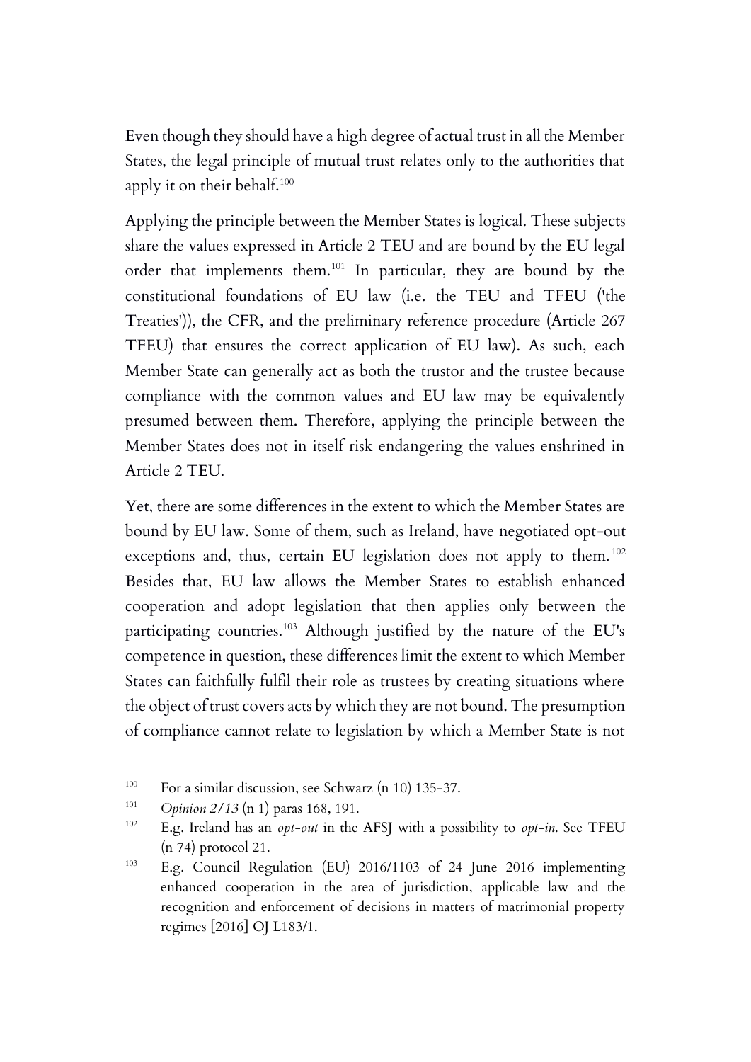Even though they should have a high degree of actual trust in all the Member States, the legal principle of mutual trust relates only to the authorities that apply it on their behalf.[100]

Applying the principle between the Member States is logical. These subjects share the values expressed in Article 2 TEU and are bound by the EU legal order that implements them.[101] In particular, they are bound by the constitutional foundations of EU law (i.e. the TEU and TFEU ('the Treaties')), the CFR, and the preliminary reference procedure (Article 267 TFEU) that ensures the correct application of EU law). As such, each Member State can generally act as both the trustor and the trustee because compliance with the common values and EU law may be equivalently presumed between them. Therefore, applying the principle between the Member States does not in itself risk endangering the values enshrined in Article 2 TEU.

Yet, there are some differences in the extent to which the Member States are bound by EU law. Some of them, such as Ireland, have negotiated opt-out exceptions and, thus, certain EU legislation does not apply to them.[102] Besides that, EU law allows the Member States to establish enhanced cooperation and adopt legislation that then applies only between the participating countries.[103] Although justified by the nature of the EU's competence in question, these differences limit the extent to which Member States can faithfully fulfil their role as trustees by creating situations where the object of trust covers acts by which they are not bound. The presumption of compliance cannot relate to legislation by which a Member State is not

---

[100] For a similar discussion, see Schwarz (n 10) 135-37.

[101] *Opinion 2/13* (n 1) paras 168, 191.

[102] E.g. Ireland has an *opt-out* in the AFSJ with a possibility to *opt-in*. See TFEU (n 74) protocol 21.

[103] E.g. Council Regulation (EU) 2016/1103 of 24 June 2016 implementing enhanced cooperation in the area of jurisdiction, applicable law and the recognition and enforcement of decisions in matters of matrimonial property regimes [2016] OJ L183/1.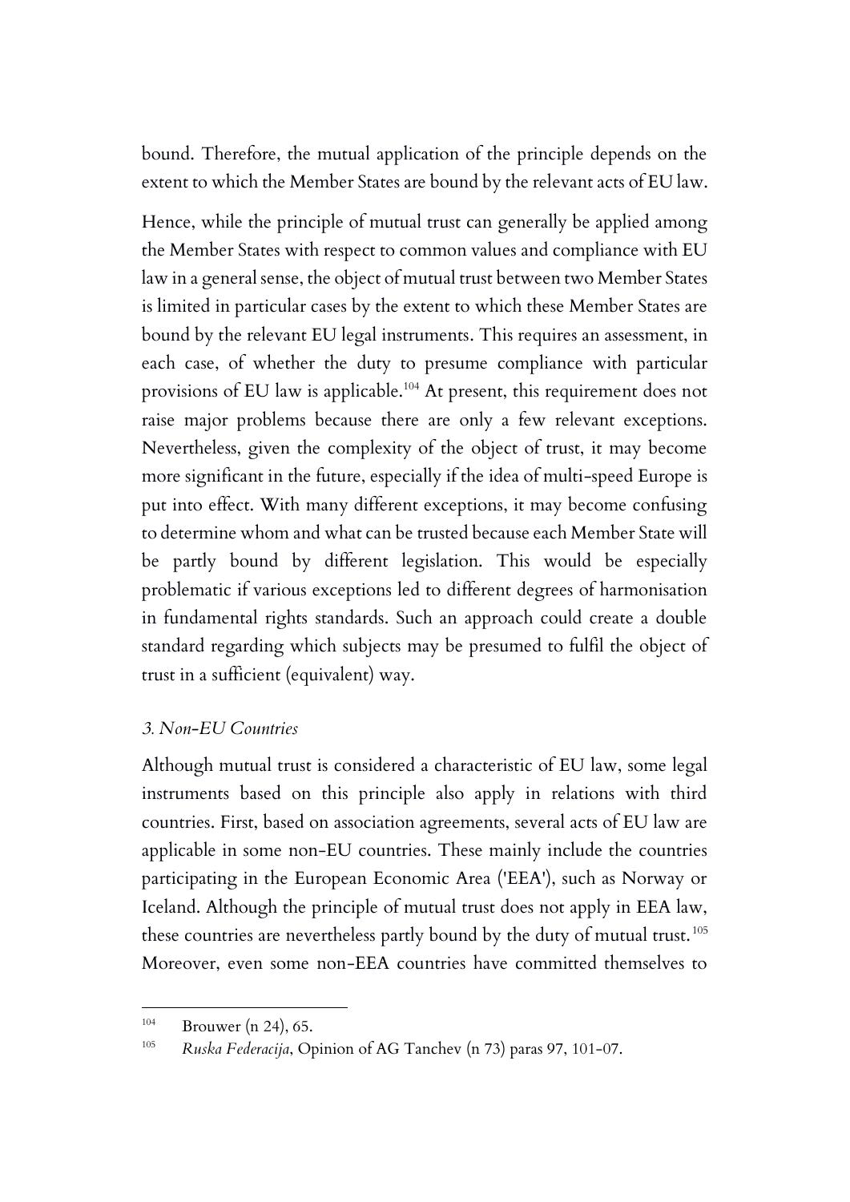bound. Therefore, the mutual application of the principle depends on the extent to which the Member States are bound by the relevant acts of EU law.

Hence, while the principle of mutual trust can generally be applied among the Member States with respect to common values and compliance with EU law in a general sense, the object of mutual trust between two Member States is limited in particular cases by the extent to which these Member States are bound by the relevant EU legal instruments. This requires an assessment, in each case, of whether the duty to presume compliance with particular provisions of EU law is applicable.[104] At present, this requirement does not raise major problems because there are only a few relevant exceptions. Nevertheless, given the complexity of the object of trust, it may become more significant in the future, especially if the idea of multi-speed Europe is put into effect. With many different exceptions, it may become confusing to determine whom and what can be trusted because each Member State will be partly bound by different legislation. This would be especially problematic if various exceptions led to different degrees of harmonisation in fundamental rights standards. Such an approach could create a double standard regarding which subjects may be presumed to fulfil the object of trust in a sufficient (equivalent) way.

### *3. Non-EU Countries*

Although mutual trust is considered a characteristic of EU law, some legal instruments based on this principle also apply in relations with third countries. First, based on association agreements, several acts of EU law are applicable in some non-EU countries. These mainly include the countries participating in the European Economic Area ('EEA'), such as Norway or Iceland. Although the principle of mutual trust does not apply in EEA law, these countries are nevertheless partly bound by the duty of mutual trust.[105] Moreover, even some non-EEA countries have committed themselves to

---

[104] Brouwer (n 24), 65.

[105] *Ruska Federacija*, Opinion of AG Tanchev (n 73) paras 97, 101-07.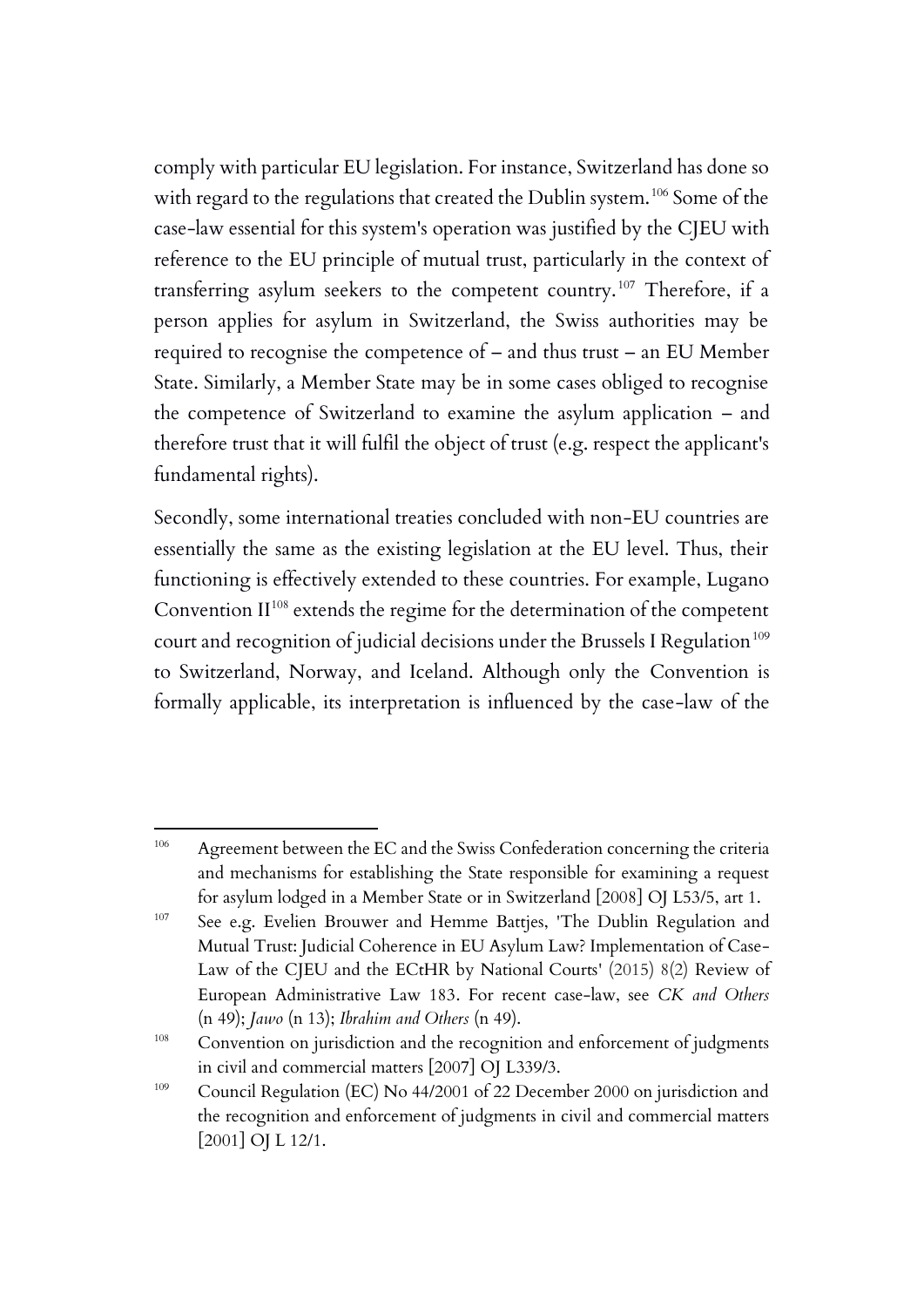comply with particular EU legislation. For instance, Switzerland has done so with regard to the regulations that created the Dublin system.[106] Some of the case-law essential for this system's operation was justified by the CJEU with reference to the EU principle of mutual trust, particularly in the context of transferring asylum seekers to the competent country.[107] Therefore, if a person applies for asylum in Switzerland, the Swiss authorities may be required to recognise the competence of – and thus trust – an EU Member State. Similarly, a Member State may be in some cases obliged to recognise the competence of Switzerland to examine the asylum application – and therefore trust that it will fulfil the object of trust (e.g. respect the applicant's fundamental rights).

Secondly, some international treaties concluded with non-EU countries are essentially the same as the existing legislation at the EU level. Thus, their functioning is effectively extended to these countries. For example, Lugano Convention II[108] extends the regime for the determination of the competent court and recognition of judicial decisions under the Brussels I Regulation[109] to Switzerland, Norway, and Iceland. Although only the Convention is formally applicable, its interpretation is influenced by the case-law of the

---

[106] Agreement between the EC and the Swiss Confederation concerning the criteria and mechanisms for establishing the State responsible for examining a request for asylum lodged in a Member State or in Switzerland [2008] OJ L53/5, art 1.

[107] See e.g. Evelien Brouwer and Hemme Battjes, 'The Dublin Regulation and Mutual Trust: Judicial Coherence in EU Asylum Law? Implementation of Case-Law of the CJEU and the ECtHR by National Courts' (2015) 8(2) Review of European Administrative Law 183. For recent case-law, see *CK and Others* (n 49); *Jawo* (n 13); *Ibrahim and Others* (n 49).

[108] Convention on jurisdiction and the recognition and enforcement of judgments in civil and commercial matters [2007] OJ L339/3.

[109] Council Regulation (EC) No 44/2001 of 22 December 2000 on jurisdiction and the recognition and enforcement of judgments in civil and commercial matters [2001] OJ L 12/1.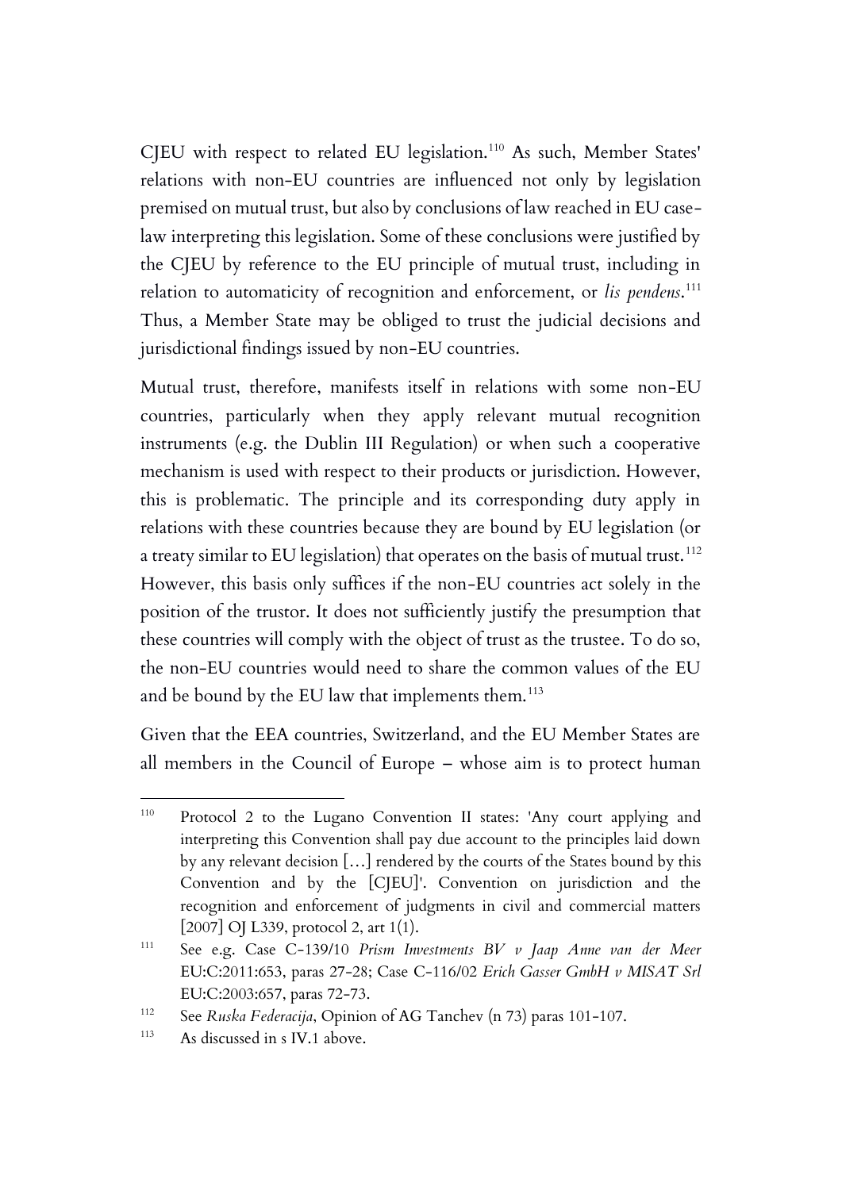CJEU with respect to related EU legislation.[110] As such, Member States' relations with non-EU countries are influenced not only by legislation premised on mutual trust, but also by conclusions of law reached in EU case-law interpreting this legislation. Some of these conclusions were justified by the CJEU by reference to the EU principle of mutual trust, including in relation to automaticity of recognition and enforcement, or *lis pendens*.[111] Thus, a Member State may be obliged to trust the judicial decisions and jurisdictional findings issued by non-EU countries.

Mutual trust, therefore, manifests itself in relations with some non-EU countries, particularly when they apply relevant mutual recognition instruments (e.g. the Dublin III Regulation) or when such a cooperative mechanism is used with respect to their products or jurisdiction. However, this is problematic. The principle and its corresponding duty apply in relations with these countries because they are bound by EU legislation (or a treaty similar to EU legislation) that operates on the basis of mutual trust.[112] However, this basis only suffices if the non-EU countries act solely in the position of the trustor. It does not sufficiently justify the presumption that these countries will comply with the object of trust as the trustee. To do so, the non-EU countries would need to share the common values of the EU and be bound by the EU law that implements them.[113]

Given that the EEA countries, Switzerland, and the EU Member States are all members in the Council of Europe – whose aim is to protect human

---

[110] Protocol 2 to the Lugano Convention II states: 'Any court applying and interpreting this Convention shall pay due account to the principles laid down by any relevant decision […] rendered by the courts of the States bound by this Convention and by the [CJEU]'. Convention on jurisdiction and the recognition and enforcement of judgments in civil and commercial matters [2007] OJ L339, protocol 2, art 1(1).

[111] See e.g. Case C-139/10 *Prism Investments BV v Jaap Anne van der Meer* EU:C:2011:653, paras 27-28; Case C-116/02 *Erich Gasser GmbH v MISAT Srl* EU:C:2003:657, paras 72-73.

[112] See *Ruska Federacija*, Opinion of AG Tanchev (n 73) paras 101-107.

[113] As discussed in s IV.1 above.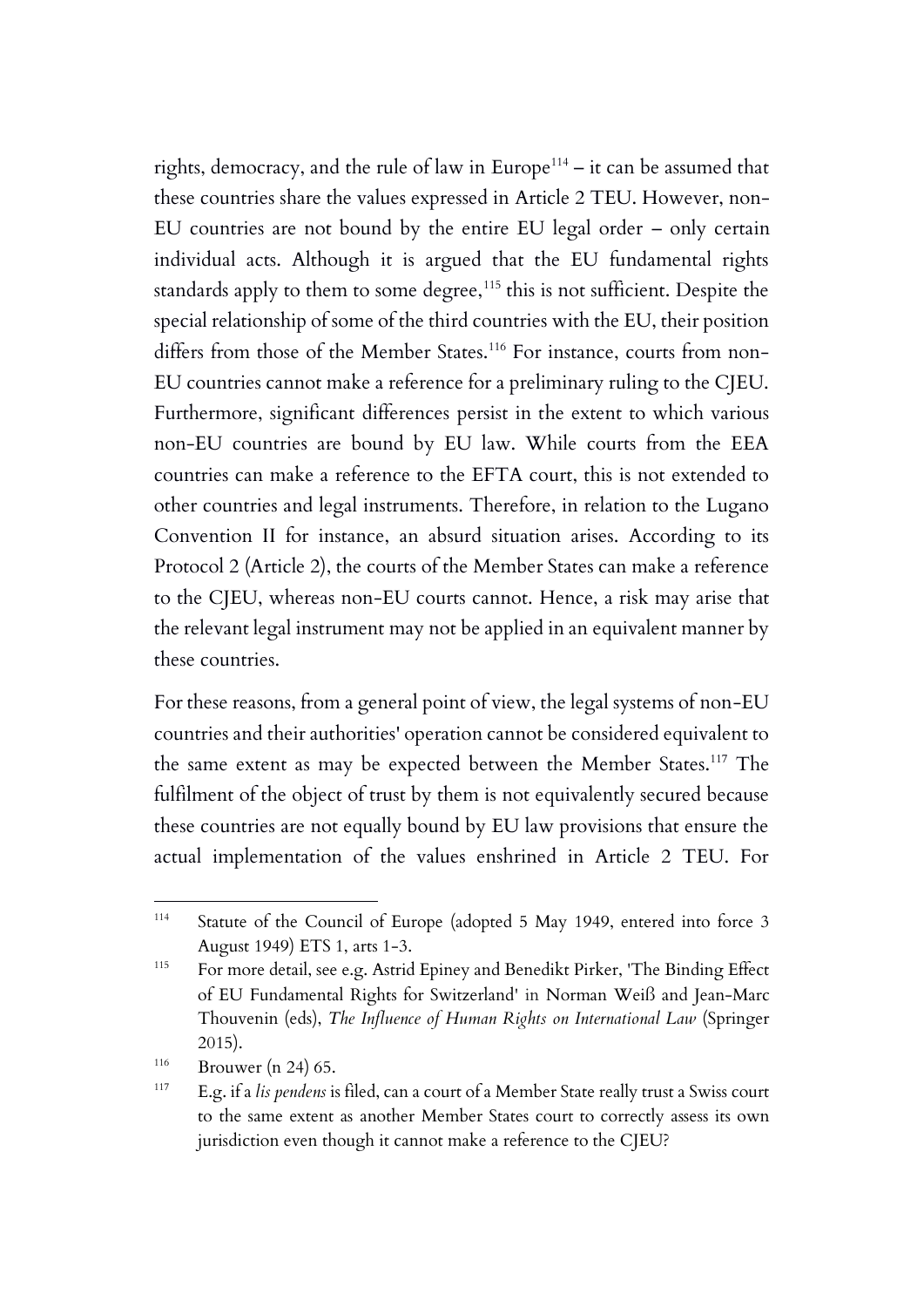rights, democracy, and the rule of law in Europe[114] – it can be assumed that these countries share the values expressed in Article 2 TEU. However, non-EU countries are not bound by the entire EU legal order – only certain individual acts. Although it is argued that the EU fundamental rights standards apply to them to some degree,[115] this is not sufficient. Despite the special relationship of some of the third countries with the EU, their position differs from those of the Member States.[116] For instance, courts from non-EU countries cannot make a reference for a preliminary ruling to the CJEU. Furthermore, significant differences persist in the extent to which various non-EU countries are bound by EU law. While courts from the EEA countries can make a reference to the EFTA court, this is not extended to other countries and legal instruments. Therefore, in relation to the Lugano Convention II for instance, an absurd situation arises. According to its Protocol 2 (Article 2), the courts of the Member States can make a reference to the CJEU, whereas non-EU courts cannot. Hence, a risk may arise that the relevant legal instrument may not be applied in an equivalent manner by these countries.

For these reasons, from a general point of view, the legal systems of non-EU countries and their authorities' operation cannot be considered equivalent to the same extent as may be expected between the Member States.[117] The fulfilment of the object of trust by them is not equivalently secured because these countries are not equally bound by EU law provisions that ensure the actual implementation of the values enshrined in Article 2 TEU. For

---

[114] Statute of the Council of Europe (adopted 5 May 1949, entered into force 3 August 1949) ETS 1, arts 1-3.

[115] For more detail, see e.g. Astrid Epiney and Benedikt Pirker, 'The Binding Effect of EU Fundamental Rights for Switzerland' in Norman Weiß and Jean-Marc Thouvenin (eds), *The Influence of Human Rights on International Law* (Springer 2015).

[116] Brouwer (n 24) 65.

[117] E.g. if a *lis pendens* is filed, can a court of a Member State really trust a Swiss court to the same extent as another Member States court to correctly assess its own jurisdiction even though it cannot make a reference to the CJEU?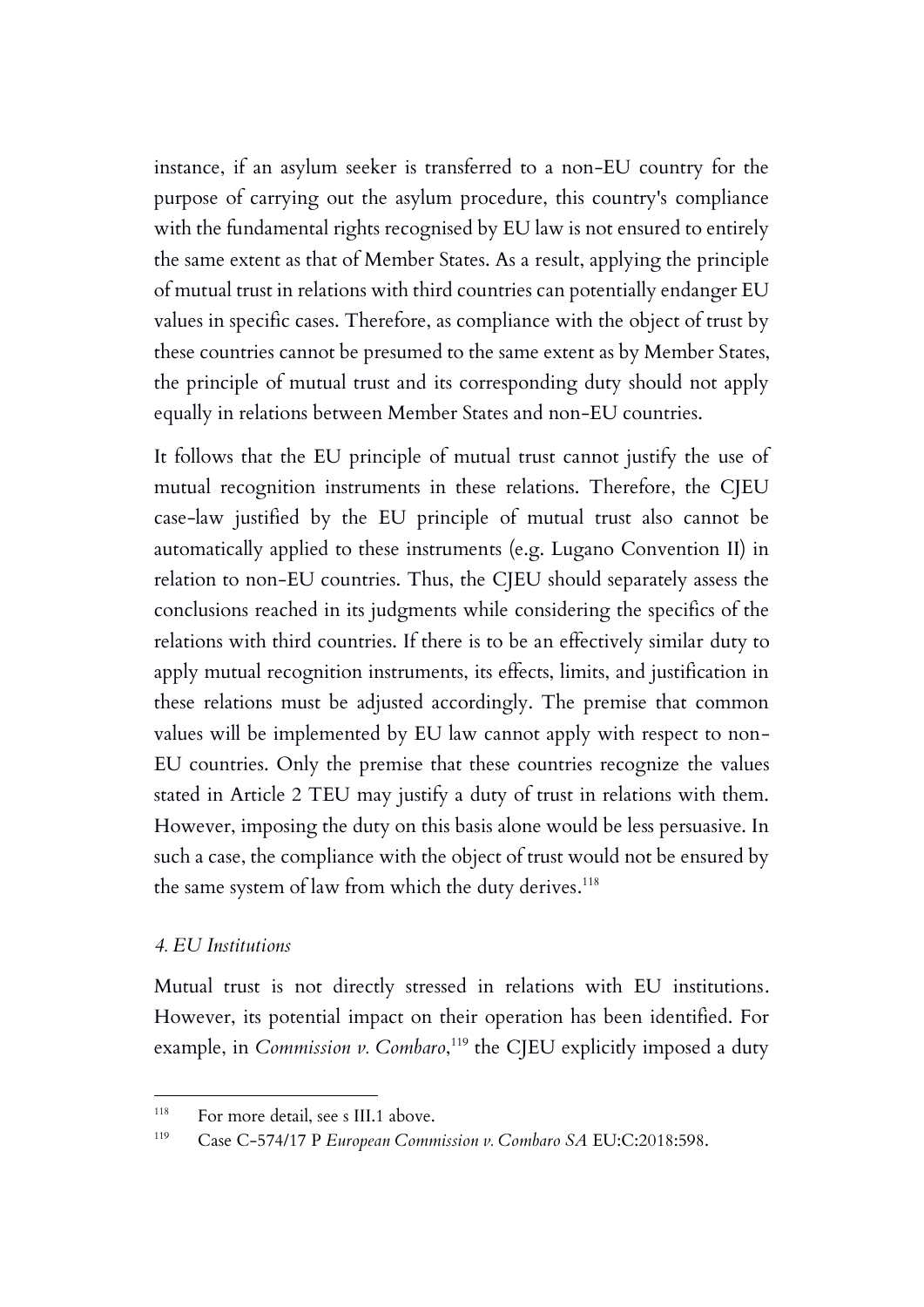instance, if an asylum seeker is transferred to a non-EU country for the purpose of carrying out the asylum procedure, this country's compliance with the fundamental rights recognised by EU law is not ensured to entirely the same extent as that of Member States. As a result, applying the principle of mutual trust in relations with third countries can potentially endanger EU values in specific cases. Therefore, as compliance with the object of trust by these countries cannot be presumed to the same extent as by Member States, the principle of mutual trust and its corresponding duty should not apply equally in relations between Member States and non-EU countries.

It follows that the EU principle of mutual trust cannot justify the use of mutual recognition instruments in these relations. Therefore, the CJEU case-law justified by the EU principle of mutual trust also cannot be automatically applied to these instruments (e.g. Lugano Convention II) in relation to non-EU countries. Thus, the CJEU should separately assess the conclusions reached in its judgments while considering the specifics of the relations with third countries. If there is to be an effectively similar duty to apply mutual recognition instruments, its effects, limits, and justification in these relations must be adjusted accordingly. The premise that common values will be implemented by EU law cannot apply with respect to non-EU countries. Only the premise that these countries recognize the values stated in Article 2 TEU may justify a duty of trust in relations with them. However, imposing the duty on this basis alone would be less persuasive. In such a case, the compliance with the object of trust would not be ensured by the same system of law from which the duty derives.[118]

### *4. EU Institutions*

Mutual trust is not directly stressed in relations with EU institutions. However, its potential impact on their operation has been identified. For example, in *Commission v. Combaro*,[119] the CJEU explicitly imposed a duty

---

[118] For more detail, see s III.1 above.

[119] Case C-574/17 P *European Commission v. Combaro SA* EU:C:2018:598.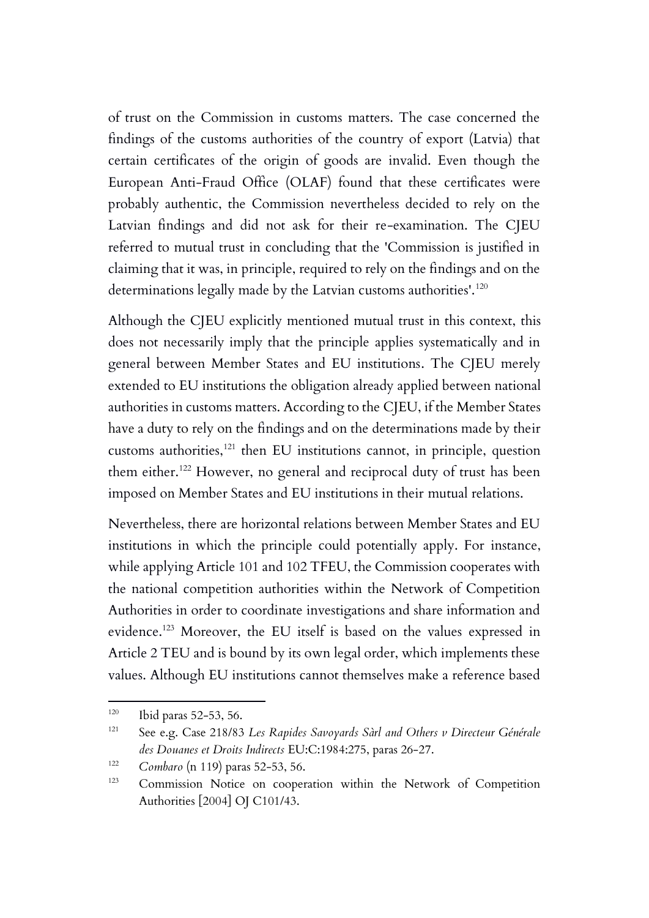of trust on the Commission in customs matters. The case concerned the findings of the customs authorities of the country of export (Latvia) that certain certificates of the origin of goods are invalid. Even though the European Anti-Fraud Office (OLAF) found that these certificates were probably authentic, the Commission nevertheless decided to rely on the Latvian findings and did not ask for their re-examination. The CJEU referred to mutual trust in concluding that the 'Commission is justified in claiming that it was, in principle, required to rely on the findings and on the determinations legally made by the Latvian customs authorities'.[120]

Although the CJEU explicitly mentioned mutual trust in this context, this does not necessarily imply that the principle applies systematically and in general between Member States and EU institutions. The CJEU merely extended to EU institutions the obligation already applied between national authorities in customs matters. According to the CJEU, if the Member States have a duty to rely on the findings and on the determinations made by their customs authorities,[121] then EU institutions cannot, in principle, question them either.[122] However, no general and reciprocal duty of trust has been imposed on Member States and EU institutions in their mutual relations.

Nevertheless, there are horizontal relations between Member States and EU institutions in which the principle could potentially apply. For instance, while applying Article 101 and 102 TFEU, the Commission cooperates with the national competition authorities within the Network of Competition Authorities in order to coordinate investigations and share information and evidence.[123] Moreover, the EU itself is based on the values expressed in Article 2 TEU and is bound by its own legal order, which implements these values. Although EU institutions cannot themselves make a reference based

---

[120] Ibid paras 52-53, 56.

[121] See e.g. Case 218/83 *Les Rapides Savoyards Sàrl and Others v Directeur Générale des Douanes et Droits Indirects* EU:C:1984:275, paras 26-27.

[122] *Combaro* (n 119) paras 52-53, 56.

[123] Commission Notice on cooperation within the Network of Competition Authorities [2004] OJ C101/43.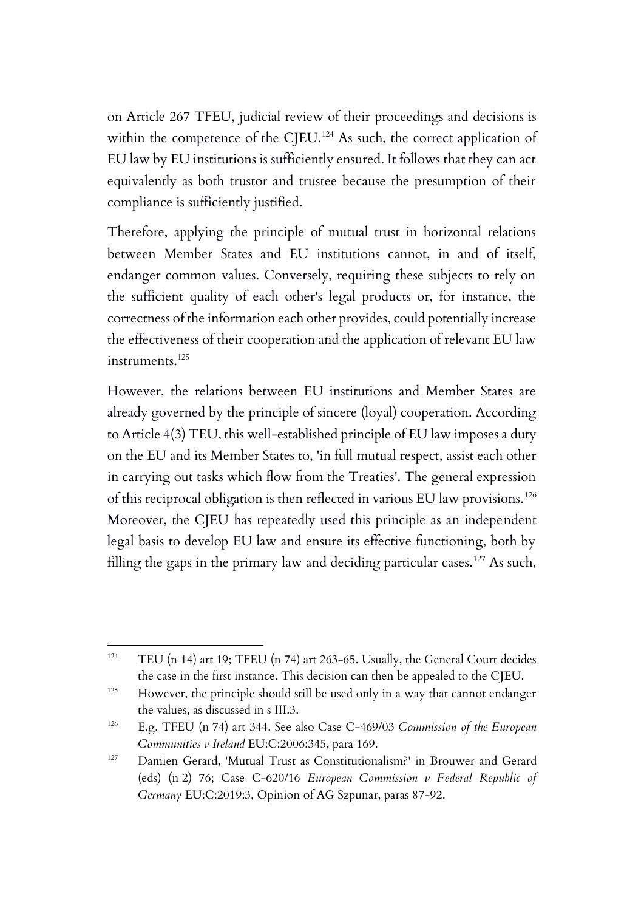on Article 267 TFEU, judicial review of their proceedings and decisions is within the competence of the CJEU.[124] As such, the correct application of EU law by EU institutions is sufficiently ensured. It follows that they can act equivalently as both trustor and trustee because the presumption of their compliance is sufficiently justified.

Therefore, applying the principle of mutual trust in horizontal relations between Member States and EU institutions cannot, in and of itself, endanger common values. Conversely, requiring these subjects to rely on the sufficient quality of each other's legal products or, for instance, the correctness of the information each other provides, could potentially increase the effectiveness of their cooperation and the application of relevant EU law instruments.[125]

However, the relations between EU institutions and Member States are already governed by the principle of sincere (loyal) cooperation. According to Article 4(3) TEU, this well-established principle of EU law imposes a duty on the EU and its Member States to, 'in full mutual respect, assist each other in carrying out tasks which flow from the Treaties'. The general expression of this reciprocal obligation is then reflected in various EU law provisions.[126] Moreover, the CJEU has repeatedly used this principle as an independent legal basis to develop EU law and ensure its effective functioning, both by filling the gaps in the primary law and deciding particular cases.[127] As such,

---

[124] TEU (n 14) art 19; TFEU (n 74) art 263-65. Usually, the General Court decides the case in the first instance. This decision can then be appealed to the CJEU.

[125] However, the principle should still be used only in a way that cannot endanger the values, as discussed in s III.3.

[126] E.g. TFEU (n 74) art 344. See also Case C-469/03 *Commission of the European Communities v Ireland* EU:C:2006:345, para 169.

[127] Damien Gerard, 'Mutual Trust as Constitutionalism?' in Brouwer and Gerard (eds) (n 2) 76; Case C-620/16 *European Commission v Federal Republic of Germany* EU:C:2019:3, Opinion of AG Szpunar, paras 87-92.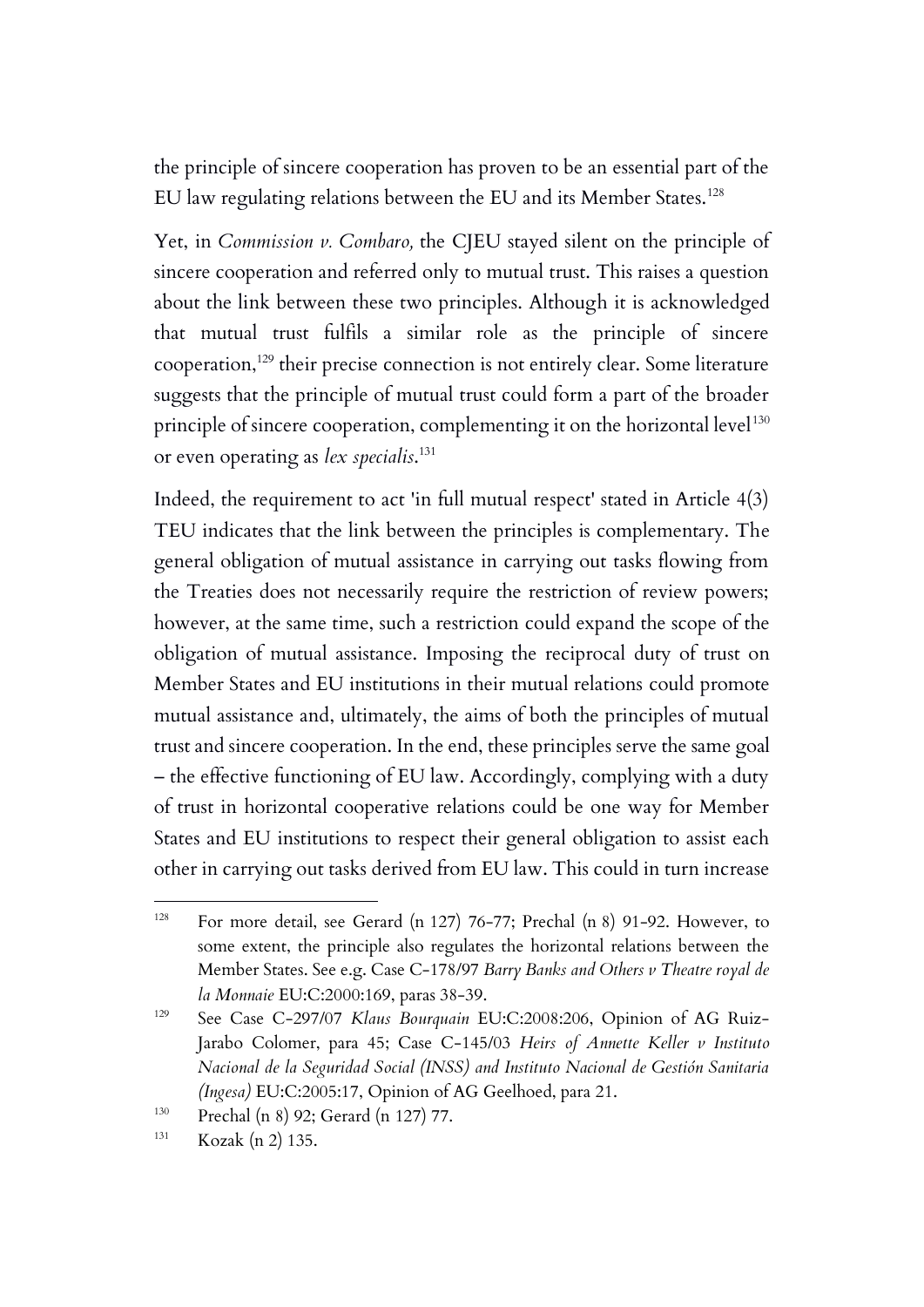the principle of sincere cooperation has proven to be an essential part of the EU law regulating relations between the EU and its Member States.[128]

Yet, in *Commission v. Combaro,* the CJEU stayed silent on the principle of sincere cooperation and referred only to mutual trust. This raises a question about the link between these two principles. Although it is acknowledged that mutual trust fulfils a similar role as the principle of sincere cooperation,[129] their precise connection is not entirely clear. Some literature suggests that the principle of mutual trust could form a part of the broader principle of sincere cooperation, complementing it on the horizontal level[130] or even operating as *lex specialis*.[131]

Indeed, the requirement to act 'in full mutual respect' stated in Article 4(3) TEU indicates that the link between the principles is complementary. The general obligation of mutual assistance in carrying out tasks flowing from the Treaties does not necessarily require the restriction of review powers; however, at the same time, such a restriction could expand the scope of the obligation of mutual assistance. Imposing the reciprocal duty of trust on Member States and EU institutions in their mutual relations could promote mutual assistance and, ultimately, the aims of both the principles of mutual trust and sincere cooperation. In the end, these principles serve the same goal – the effective functioning of EU law. Accordingly, complying with a duty of trust in horizontal cooperative relations could be one way for Member States and EU institutions to respect their general obligation to assist each other in carrying out tasks derived from EU law. This could in turn increase

---

[128] For more detail, see Gerard (n 127) 76-77; Prechal (n 8) 91-92. However, to some extent, the principle also regulates the horizontal relations between the Member States. See e.g. Case C-178/97 *Barry Banks and Others v Theatre royal de la Monnaie* EU:C:2000:169, paras 38-39.

[129] See Case C-297/07 *Klaus Bourquain* EU:C:2008:206, Opinion of AG Ruiz-Jarabo Colomer, para 45; Case C-145/03 *Heirs of Annette Keller v Instituto Nacional de la Seguridad Social (INSS) and Instituto Nacional de Gestión Sanitaria (Ingesa)* EU:C:2005:17, Opinion of AG Geelhoed, para 21.

[130] Prechal (n 8) 92; Gerard (n 127) 77.

[131] Kozak (n 2) 135.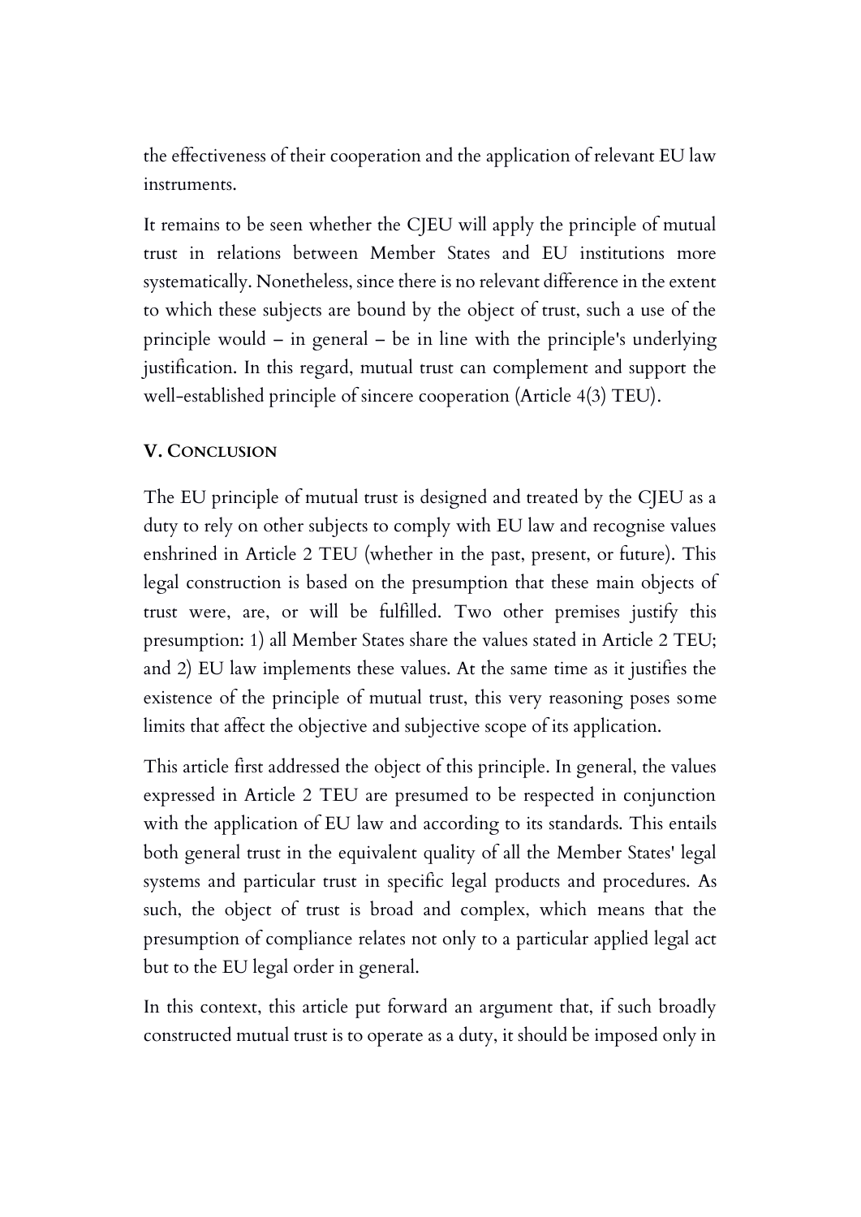the effectiveness of their cooperation and the application of relevant EU law instruments.

It remains to be seen whether the CJEU will apply the principle of mutual trust in relations between Member States and EU institutions more systematically. Nonetheless, since there is no relevant difference in the extent to which these subjects are bound by the object of trust, such a use of the principle would – in general – be in line with the principle's underlying justification. In this regard, mutual trust can complement and support the well-established principle of sincere cooperation (Article 4(3) TEU).

## V. CONCLUSION

The EU principle of mutual trust is designed and treated by the CJEU as a duty to rely on other subjects to comply with EU law and recognise values enshrined in Article 2 TEU (whether in the past, present, or future). This legal construction is based on the presumption that these main objects of trust were, are, or will be fulfilled. Two other premises justify this presumption: 1) all Member States share the values stated in Article 2 TEU; and 2) EU law implements these values. At the same time as it justifies the existence of the principle of mutual trust, this very reasoning poses some limits that affect the objective and subjective scope of its application.

This article first addressed the object of this principle. In general, the values expressed in Article 2 TEU are presumed to be respected in conjunction with the application of EU law and according to its standards. This entails both general trust in the equivalent quality of all the Member States' legal systems and particular trust in specific legal products and procedures. As such, the object of trust is broad and complex, which means that the presumption of compliance relates not only to a particular applied legal act but to the EU legal order in general.

In this context, this article put forward an argument that, if such broadly constructed mutual trust is to operate as a duty, it should be imposed only in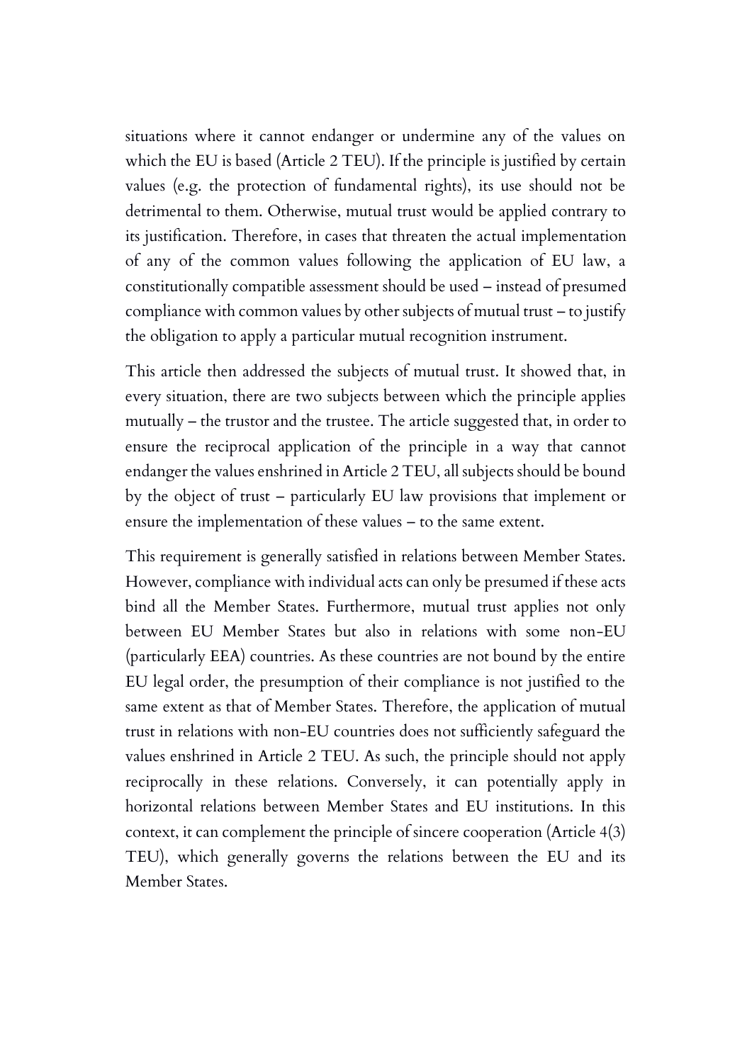situations where it cannot endanger or undermine any of the values on which the EU is based (Article 2 TEU). If the principle is justified by certain values (e.g. the protection of fundamental rights), its use should not be detrimental to them. Otherwise, mutual trust would be applied contrary to its justification. Therefore, in cases that threaten the actual implementation of any of the common values following the application of EU law, a constitutionally compatible assessment should be used – instead of presumed compliance with common values by other subjects of mutual trust – to justify the obligation to apply a particular mutual recognition instrument.

This article then addressed the subjects of mutual trust. It showed that, in every situation, there are two subjects between which the principle applies mutually – the trustor and the trustee. The article suggested that, in order to ensure the reciprocal application of the principle in a way that cannot endanger the values enshrined in Article 2 TEU, all subjects should be bound by the object of trust – particularly EU law provisions that implement or ensure the implementation of these values – to the same extent.

This requirement is generally satisfied in relations between Member States. However, compliance with individual acts can only be presumed if these acts bind all the Member States. Furthermore, mutual trust applies not only between EU Member States but also in relations with some non-EU (particularly EEA) countries. As these countries are not bound by the entire EU legal order, the presumption of their compliance is not justified to the same extent as that of Member States. Therefore, the application of mutual trust in relations with non-EU countries does not sufficiently safeguard the values enshrined in Article 2 TEU. As such, the principle should not apply reciprocally in these relations. Conversely, it can potentially apply in horizontal relations between Member States and EU institutions. In this context, it can complement the principle of sincere cooperation (Article 4(3) TEU), which generally governs the relations between the EU and its Member States.